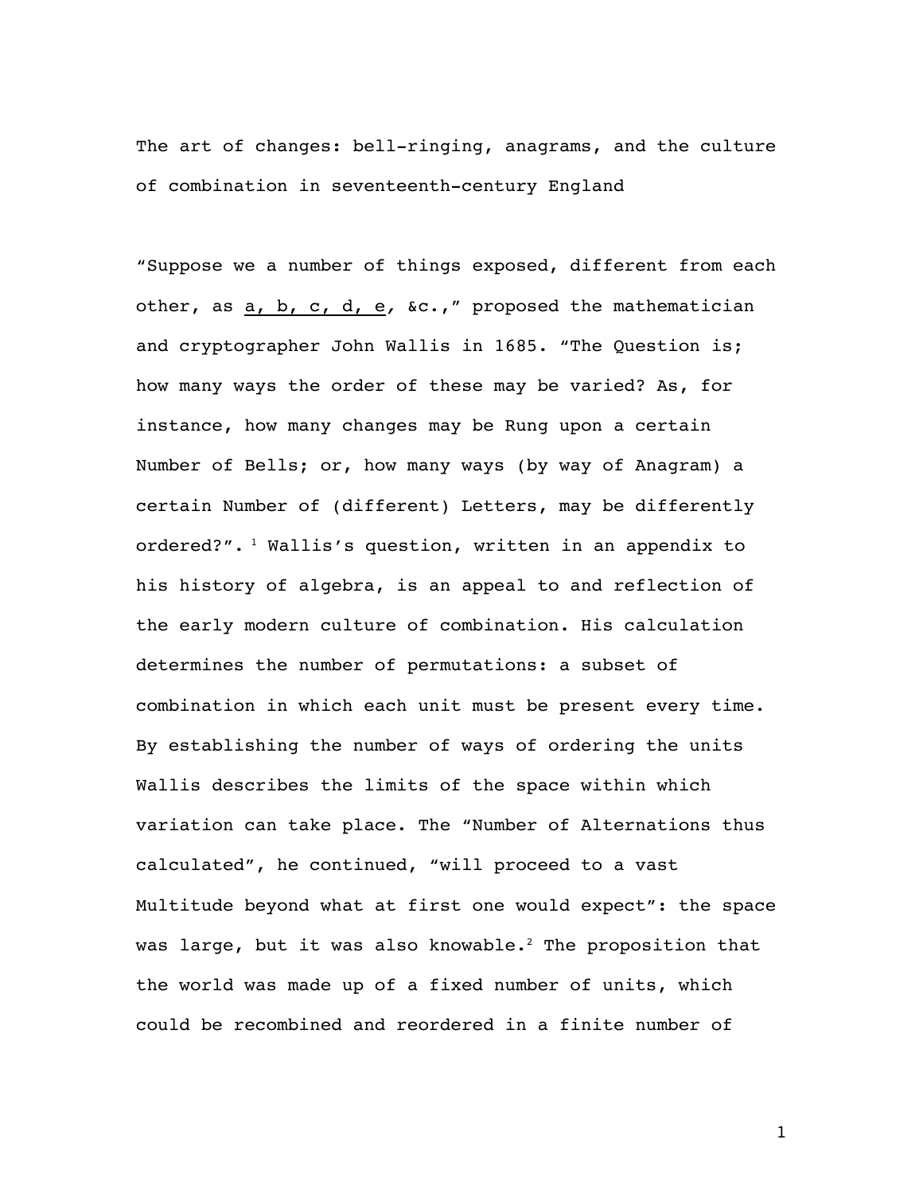# The art of changes: bell-ringing, anagrams, and the culture of combination in seventeenth-century England

"Suppose we a number of things exposed, different from each other, as a, b, c, d, e, &c.," proposed the mathematician and cryptographer John Wallis in 1685. "The Question is; how many ways the order of these may be varied? As, for instance, how many changes may be Rung upon a certain Number of Bells; or, how many ways (by way of Anagram) a certain Number of (different) Letters, may be differently ordered?".[1] Wallis's question, written in an appendix to his history of algebra, is an appeal to and reflection of the early modern culture of combination. His calculation determines the number of permutations: a subset of combination in which each unit must be present every time. By establishing the number of ways of ordering the units Wallis describes the limits of the space within which variation can take place. The "Number of Alternations thus calculated", he continued, "will proceed to a vast Multitude beyond what at first one would expect": the space was large, but it was also knowable.[2] The proposition that the world was made up of a fixed number of units, which could be recombined and reordered in a finite number of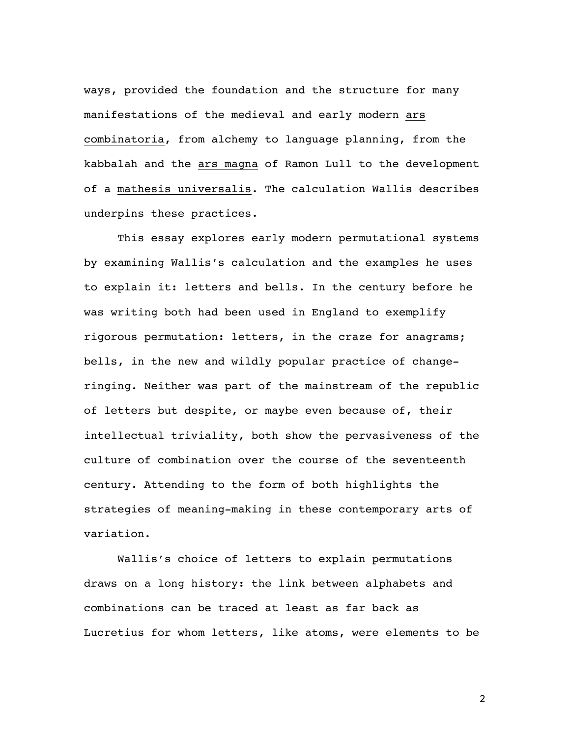ways, provided the foundation and the structure for many manifestations of the medieval and early modern _ars combinatoria_, from alchemy to language planning, from the kabbalah and the _ars magna_ of Ramon Lull to the development of a _mathesis universalis_. The calculation Wallis describes underpins these practices.

This essay explores early modern permutational systems by examining Wallis's calculation and the examples he uses to explain it: letters and bells. In the century before he was writing both had been used in England to exemplify rigorous permutation: letters, in the craze for anagrams; bells, in the new and wildly popular practice of change-ringing. Neither was part of the mainstream of the republic of letters but despite, or maybe even because of, their intellectual triviality, both show the pervasiveness of the culture of combination over the course of the seventeenth century. Attending to the form of both highlights the strategies of meaning-making in these contemporary arts of variation.

Wallis's choice of letters to explain permutations draws on a long history: the link between alphabets and combinations can be traced at least as far back as Lucretius for whom letters, like atoms, were elements to be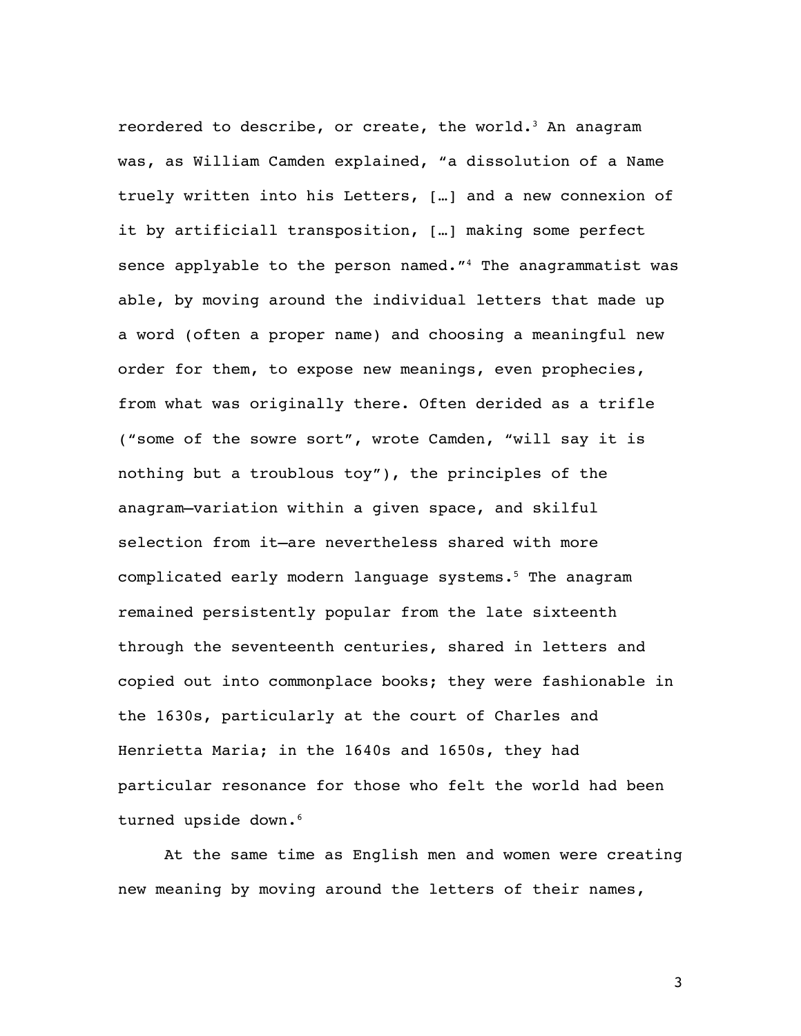reordered to describe, or create, the world.[3] An anagram was, as William Camden explained, "a dissolution of a Name truely written into his Letters, […] and a new connexion of it by artificiall transposition, […] making some perfect sence applyable to the person named."[4] The anagrammatist was able, by moving around the individual letters that made up a word (often a proper name) and choosing a meaningful new order for them, to expose new meanings, even prophecies, from what was originally there. Often derided as a trifle ("some of the sowre sort", wrote Camden, "will say it is nothing but a troublous toy"), the principles of the anagram—variation within a given space, and skilful selection from it—are nevertheless shared with more complicated early modern language systems.[5] The anagram remained persistently popular from the late sixteenth through the seventeenth centuries, shared in letters and copied out into commonplace books; they were fashionable in the 1630s, particularly at the court of Charles and Henrietta Maria; in the 1640s and 1650s, they had particular resonance for those who felt the world had been turned upside down.[6]

At the same time as English men and women were creating new meaning by moving around the letters of their names,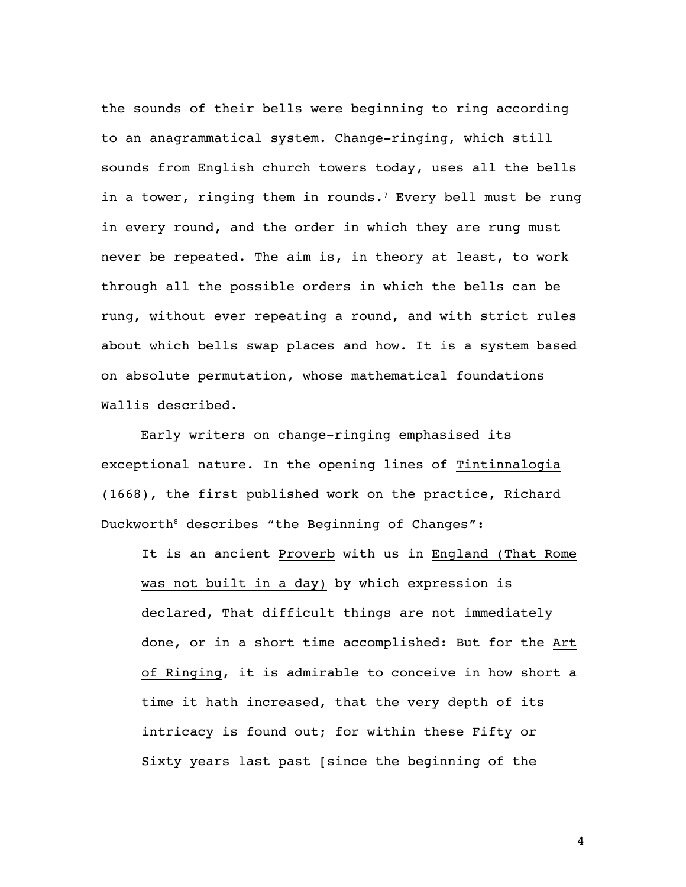the sounds of their bells were beginning to ring according to an anagrammatical system. Change-ringing, which still sounds from English church towers today, uses all the bells in a tower, ringing them in rounds.[7] Every bell must be rung in every round, and the order in which they are rung must never be repeated. The aim is, in theory at least, to work through all the possible orders in which the bells can be rung, without ever repeating a round, and with strict rules about which bells swap places and how. It is a system based on absolute permutation, whose mathematical foundations Wallis described.

Early writers on change-ringing emphasised its exceptional nature. In the opening lines of _Tintinnalogia_ (1668), the first published work on the practice, Richard Duckworth[8] describes "the Beginning of Changes":

> It is an ancient _Proverb_ with us in _England (That Rome was not built in a day)_ by which expression is declared, That difficult things are not immediately done, or in a short time accomplished: But for the _Art of Ringing_, it is admirable to conceive in how short a time it hath increased, that the very depth of its intricacy is found out; for within these Fifty or Sixty years last past [since the beginning of the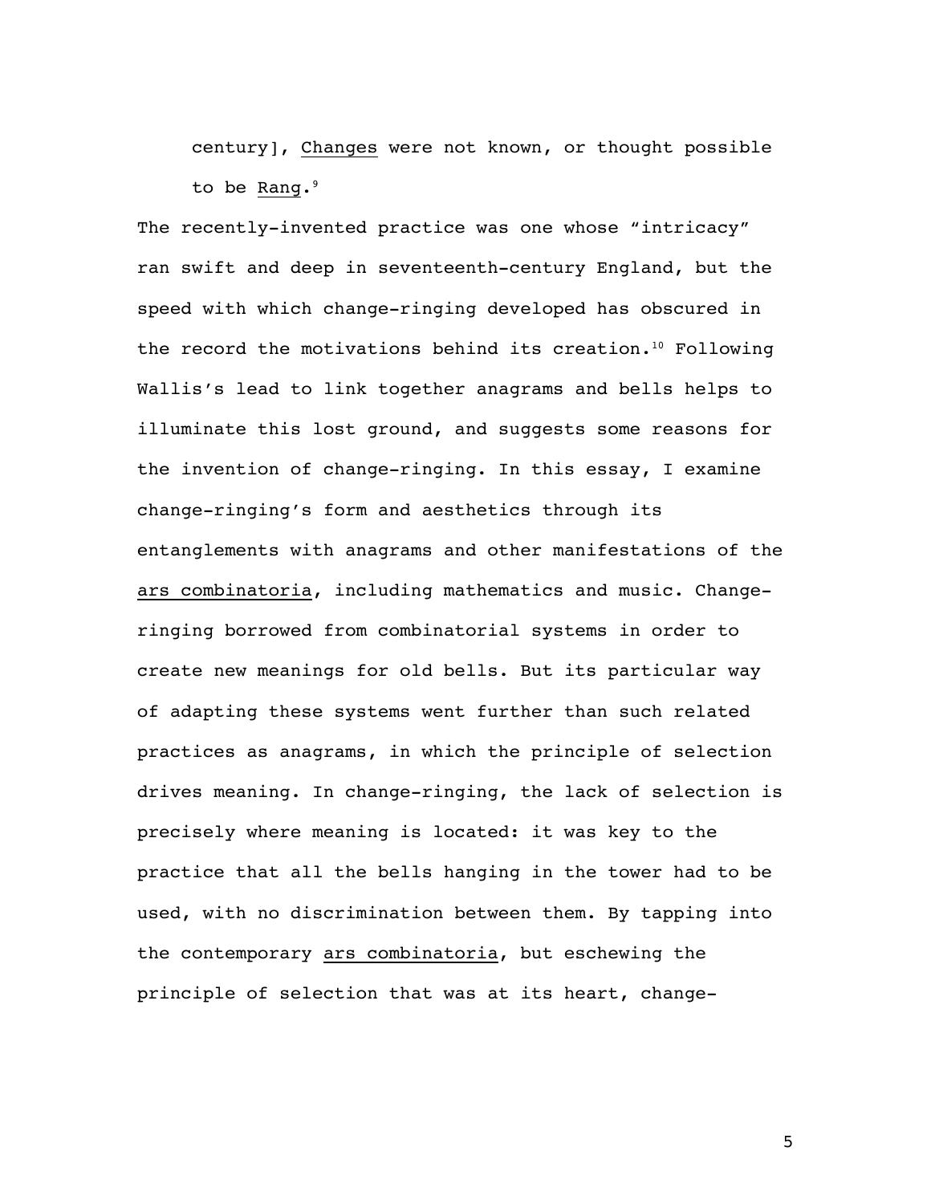century], _Changes_ were not known, or thought possible to be _Rang_.[9]

The recently-invented practice was one whose "intricacy" ran swift and deep in seventeenth-century England, but the speed with which change-ringing developed has obscured in the record the motivations behind its creation.[10] Following Wallis's lead to link together anagrams and bells helps to illuminate this lost ground, and suggests some reasons for the invention of change-ringing. In this essay, I examine change-ringing's form and aesthetics through its entanglements with anagrams and other manifestations of the _ars combinatoria_, including mathematics and music. Change-ringing borrowed from combinatorial systems in order to create new meanings for old bells. But its particular way of adapting these systems went further than such related practices as anagrams, in which the principle of selection drives meaning. In change-ringing, the lack of selection is precisely where meaning is located: it was key to the practice that all the bells hanging in the tower had to be used, with no discrimination between them. By tapping into the contemporary _ars combinatoria_, but eschewing the principle of selection that was at its heart, change-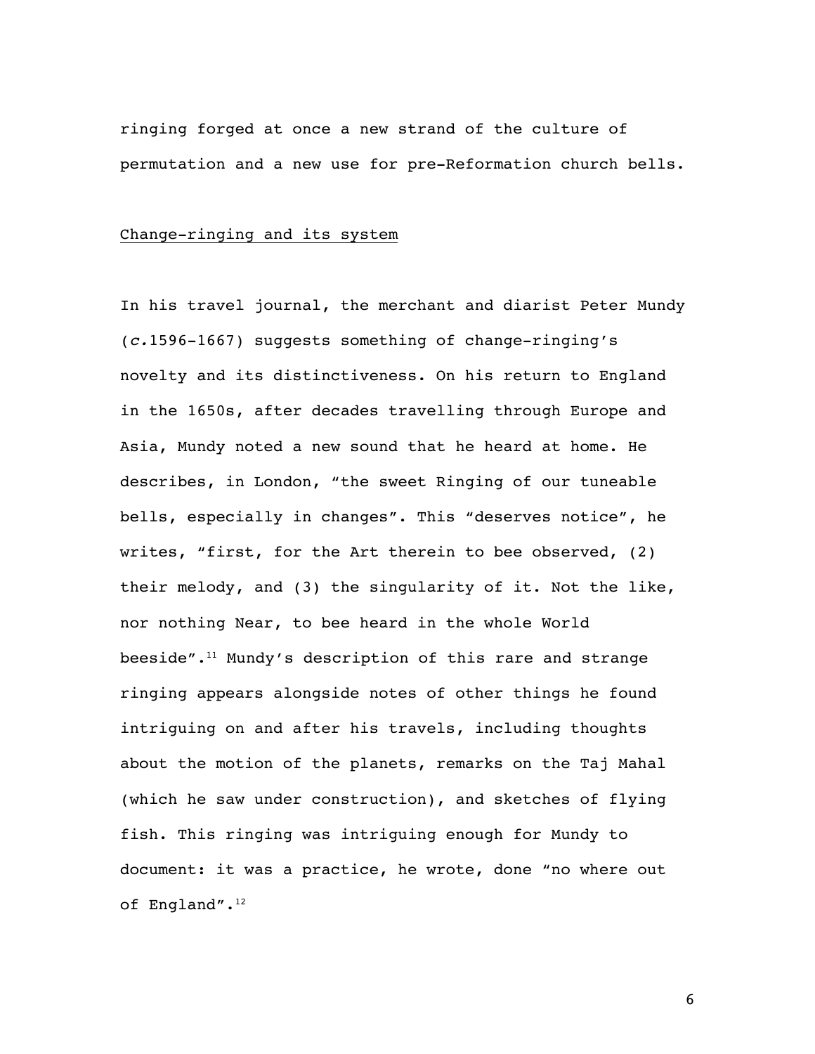ringing forged at once a new strand of the culture of permutation and a new use for pre-Reformation church bells.

## Change-ringing and its system

In his travel journal, the merchant and diarist Peter Mundy (*c.*1596-1667) suggests something of change-ringing's novelty and its distinctiveness. On his return to England in the 1650s, after decades travelling through Europe and Asia, Mundy noted a new sound that he heard at home. He describes, in London, "the sweet Ringing of our tuneable bells, especially in changes". This "deserves notice", he writes, "first, for the Art therein to bee observed, (2) their melody, and (3) the singularity of it. Not the like, nor nothing Near, to bee heard in the whole World beeside".[11] Mundy's description of this rare and strange ringing appears alongside notes of other things he found intriguing on and after his travels, including thoughts about the motion of the planets, remarks on the Taj Mahal (which he saw under construction), and sketches of flying fish. This ringing was intriguing enough for Mundy to document: it was a practice, he wrote, done "no where out of England".[12]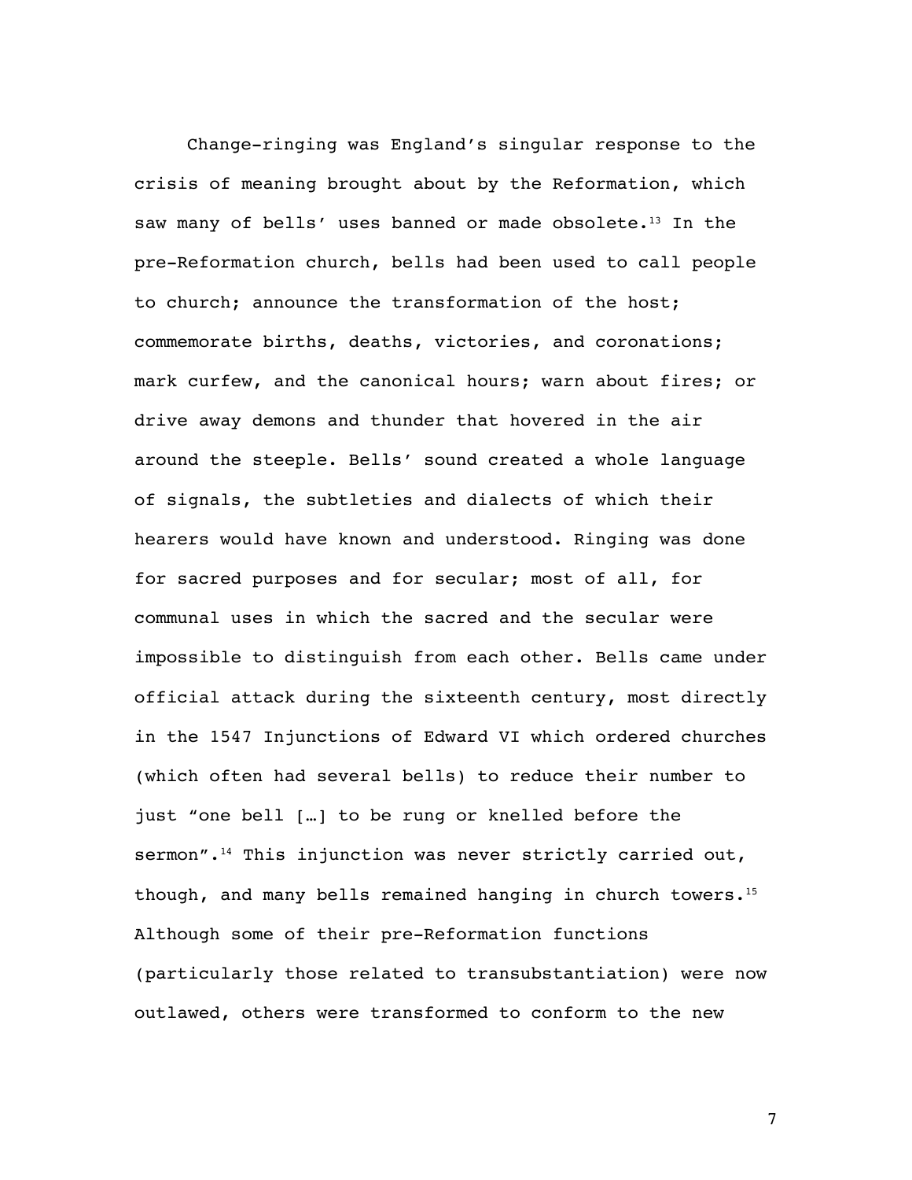Change-ringing was England's singular response to the crisis of meaning brought about by the Reformation, which saw many of bells' uses banned or made obsolete.[13] In the pre-Reformation church, bells had been used to call people to church; announce the transformation of the host; commemorate births, deaths, victories, and coronations; mark curfew, and the canonical hours; warn about fires; or drive away demons and thunder that hovered in the air around the steeple. Bells' sound created a whole language of signals, the subtleties and dialects of which their hearers would have known and understood. Ringing was done for sacred purposes and for secular; most of all, for communal uses in which the sacred and the secular were impossible to distinguish from each other. Bells came under official attack during the sixteenth century, most directly in the 1547 Injunctions of Edward VI which ordered churches (which often had several bells) to reduce their number to just "one bell […] to be rung or knelled before the sermon".[14] This injunction was never strictly carried out, though, and many bells remained hanging in church towers.[15] Although some of their pre-Reformation functions (particularly those related to transubstantiation) were now outlawed, others were transformed to conform to the new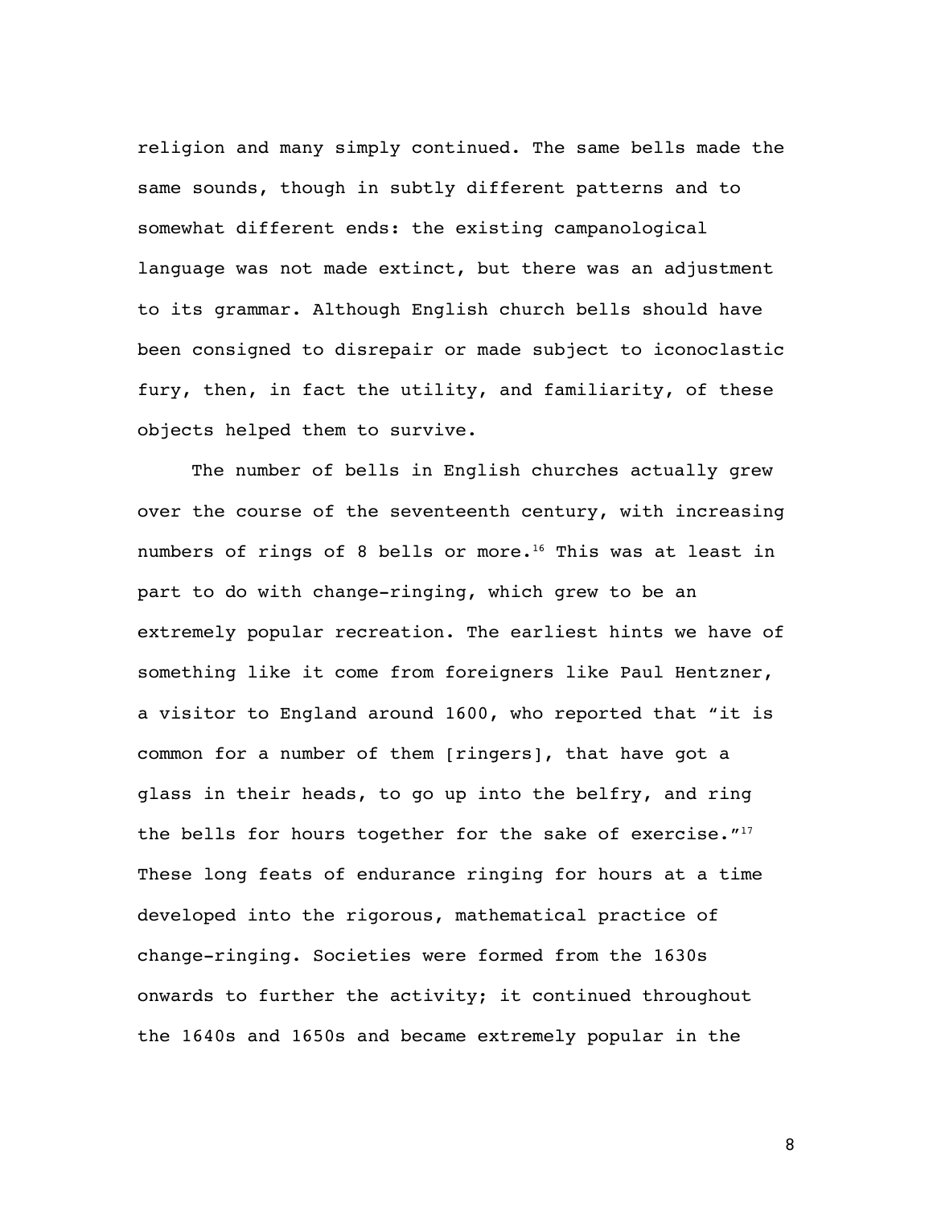religion and many simply continued. The same bells made the same sounds, though in subtly different patterns and to somewhat different ends: the existing campanological language was not made extinct, but there was an adjustment to its grammar. Although English church bells should have been consigned to disrepair or made subject to iconoclastic fury, then, in fact the utility, and familiarity, of these objects helped them to survive.

The number of bells in English churches actually grew over the course of the seventeenth century, with increasing numbers of rings of 8 bells or more.[16] This was at least in part to do with change-ringing, which grew to be an extremely popular recreation. The earliest hints we have of something like it come from foreigners like Paul Hentzner, a visitor to England around 1600, who reported that "it is common for a number of them [ringers], that have got a glass in their heads, to go up into the belfry, and ring the bells for hours together for the sake of exercise."[17] These long feats of endurance ringing for hours at a time developed into the rigorous, mathematical practice of change-ringing. Societies were formed from the 1630s onwards to further the activity; it continued throughout the 1640s and 1650s and became extremely popular in the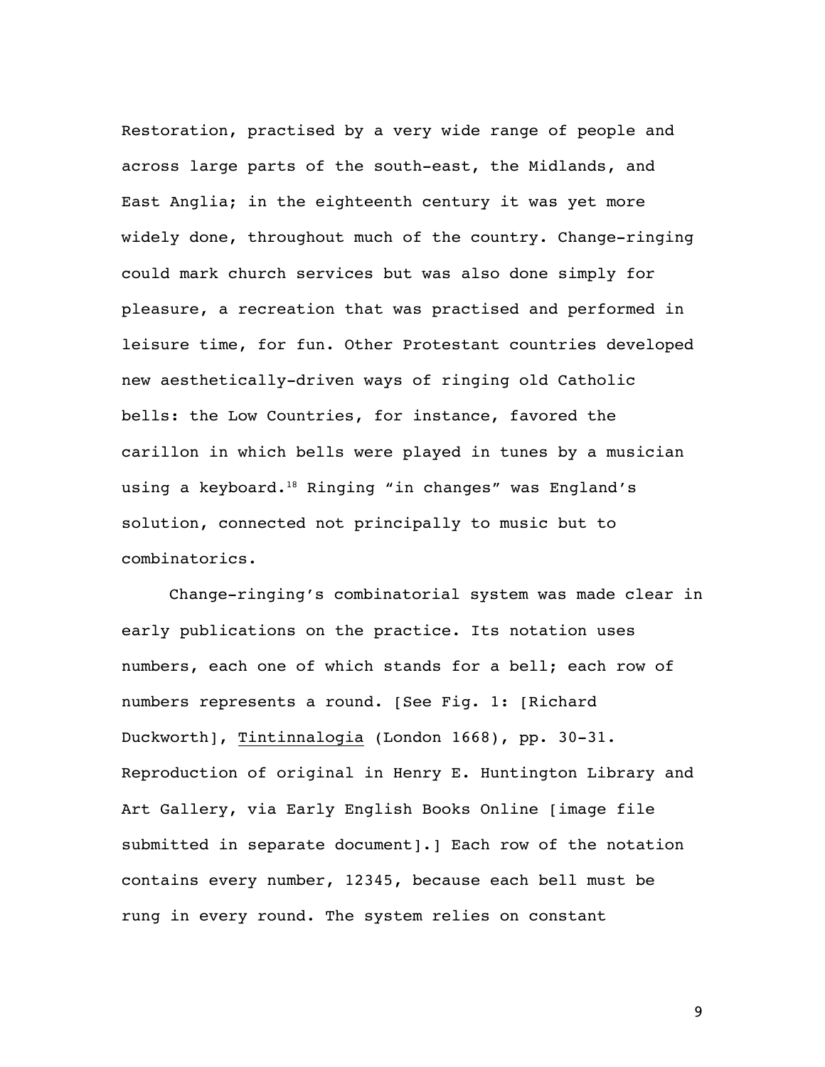Restoration, practised by a very wide range of people and across large parts of the south-east, the Midlands, and East Anglia; in the eighteenth century it was yet more widely done, throughout much of the country. Change-ringing could mark church services but was also done simply for pleasure, a recreation that was practised and performed in leisure time, for fun. Other Protestant countries developed new aesthetically-driven ways of ringing old Catholic bells: the Low Countries, for instance, favored the carillon in which bells were played in tunes by a musician using a keyboard.[18] Ringing "in changes" was England's solution, connected not principally to music but to combinatorics.

Change-ringing's combinatorial system was made clear in early publications on the practice. Its notation uses numbers, each one of which stands for a bell; each row of numbers represents a round. [See Fig. 1: [Richard Duckworth], <u>Tintinnalogia</u> (London 1668), pp. 30-31. Reproduction of original in Henry E. Huntington Library and Art Gallery, via Early English Books Online [image file submitted in separate document].] Each row of the notation contains every number, 12345, because each bell must be rung in every round. The system relies on constant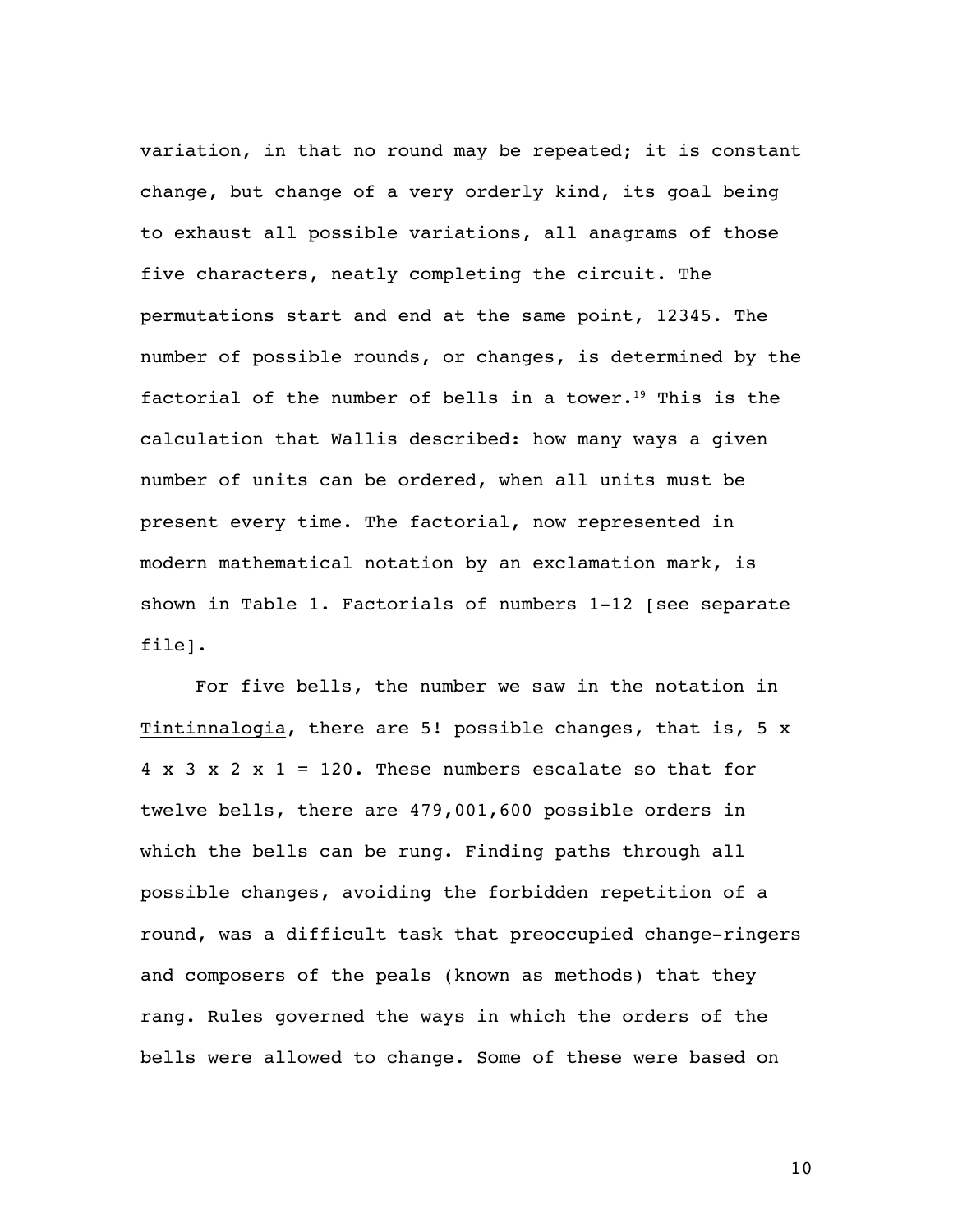variation, in that no round may be repeated; it is constant change, but change of a very orderly kind, its goal being to exhaust all possible variations, all anagrams of those five characters, neatly completing the circuit. The permutations start and end at the same point, 12345. The number of possible rounds, or changes, is determined by the factorial of the number of bells in a tower.[19] This is the calculation that Wallis described: how many ways a given number of units can be ordered, when all units must be present every time. The factorial, now represented in modern mathematical notation by an exclamation mark, is shown in Table 1. Factorials of numbers 1-12 [see separate file].

For five bells, the number we saw in the notation in Tintinnalogia, there are 5! possible changes, that is, 5 x 4 x 3 x 2 x 1 = 120. These numbers escalate so that for twelve bells, there are 479,001,600 possible orders in which the bells can be rung. Finding paths through all possible changes, avoiding the forbidden repetition of a round, was a difficult task that preoccupied change-ringers and composers of the peals (known as methods) that they rang. Rules governed the ways in which the orders of the bells were allowed to change. Some of these were based on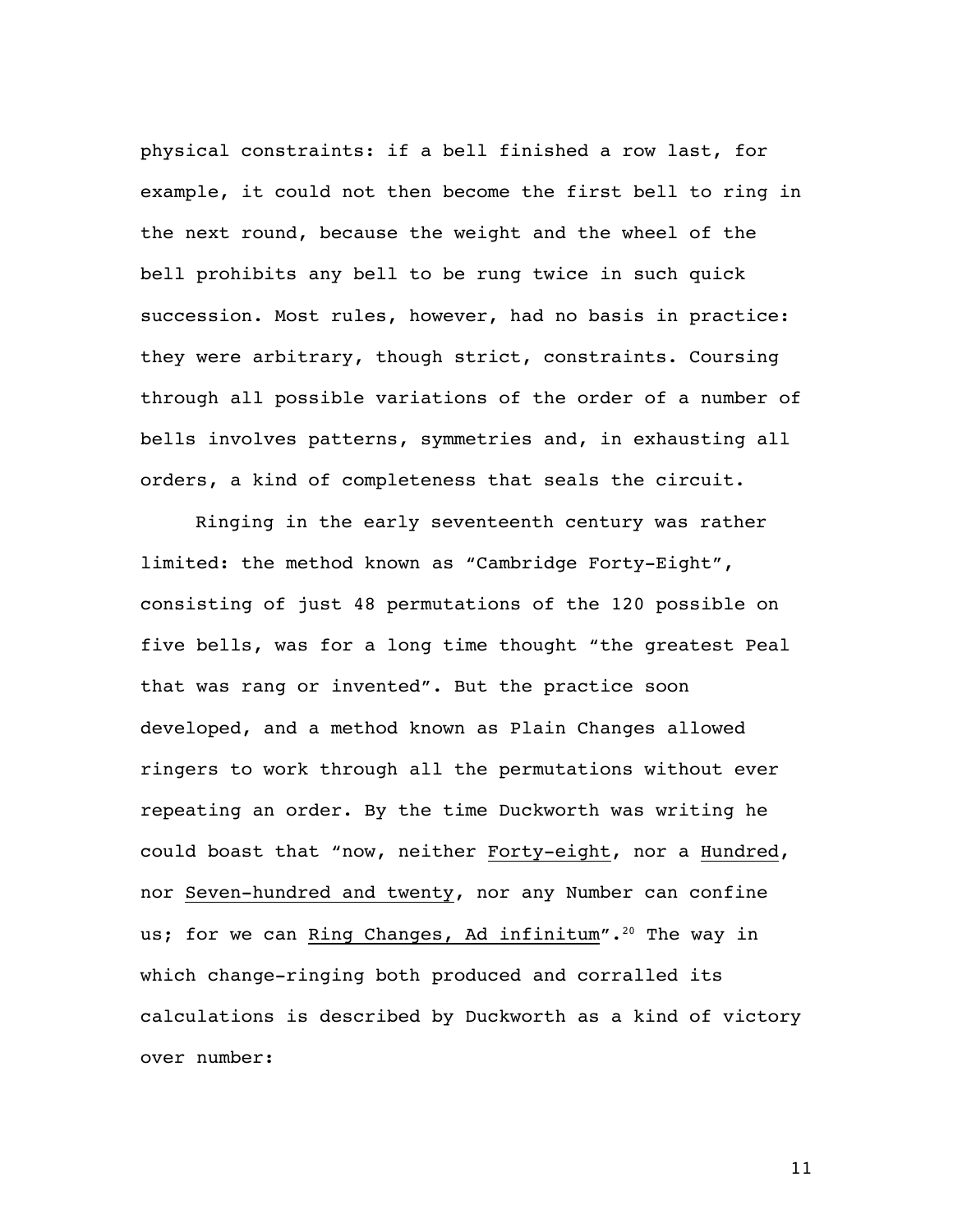physical constraints: if a bell finished a row last, for example, it could not then become the first bell to ring in the next round, because the weight and the wheel of the bell prohibits any bell to be rung twice in such quick succession. Most rules, however, had no basis in practice: they were arbitrary, though strict, constraints. Coursing through all possible variations of the order of a number of bells involves patterns, symmetries and, in exhausting all orders, a kind of completeness that seals the circuit.

Ringing in the early seventeenth century was rather limited: the method known as "Cambridge Forty-Eight", consisting of just 48 permutations of the 120 possible on five bells, was for a long time thought "the greatest Peal that was rang or invented". But the practice soon developed, and a method known as Plain Changes allowed ringers to work through all the permutations without ever repeating an order. By the time Duckworth was writing he could boast that "now, neither <u>Forty-eight</u>, nor a <u>Hundred</u>, nor <u>Seven-hundred and twenty</u>, nor any Number can confine us; for we can <u>Ring Changes, Ad infinitum</u>".[20] The way in which change-ringing both produced and corralled its calculations is described by Duckworth as a kind of victory over number: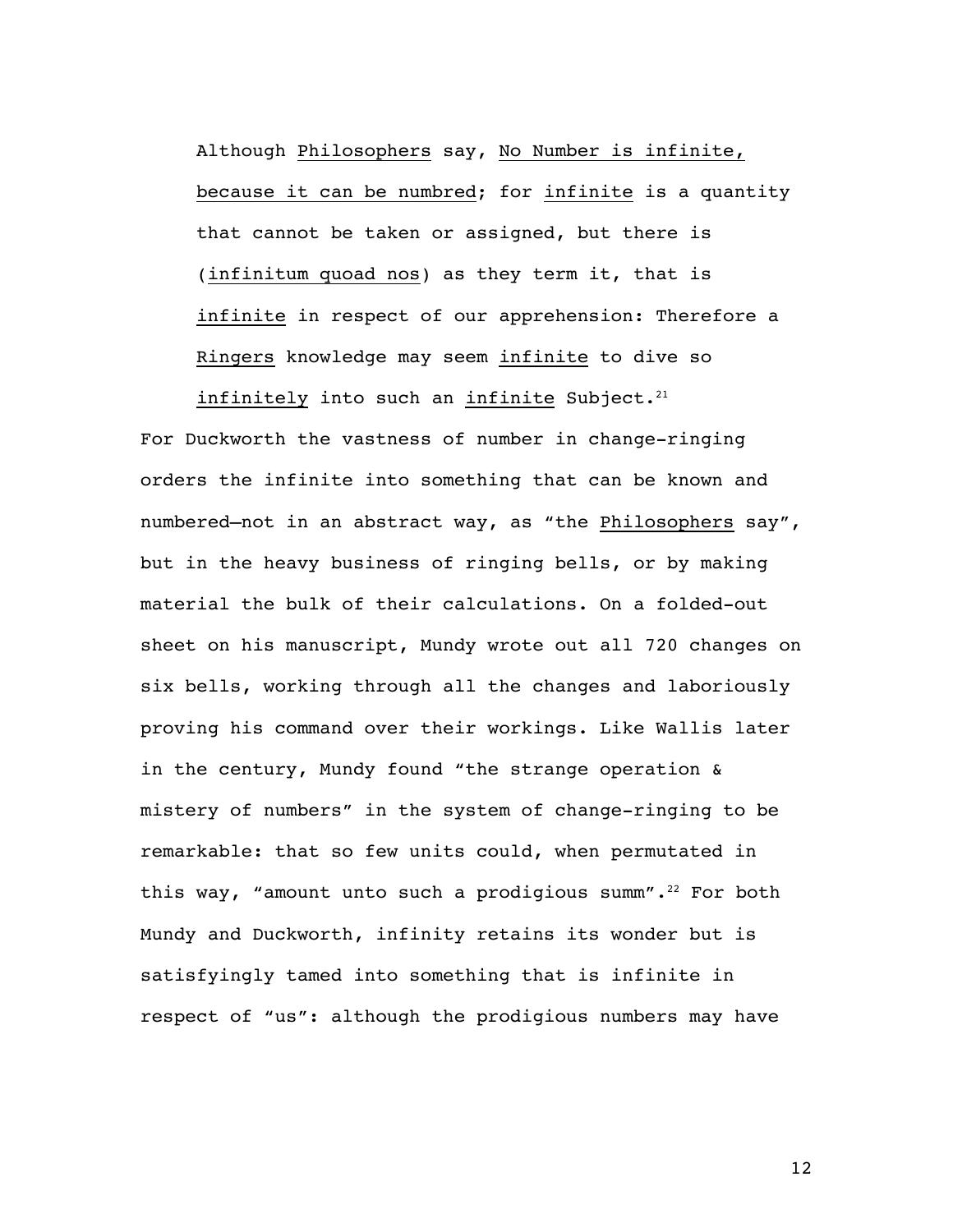> Although Philosophers say, No Number is infinite, because it can be numbred; for infinite is a quantity that cannot be taken or assigned, but there is (infinitum quoad nos) as they term it, that is infinite in respect of our apprehension: Therefore a Ringers knowledge may seem infinite to dive so infinitely into such an infinite Subject.[21]

For Duckworth the vastness of number in change-ringing orders the infinite into something that can be known and numbered—not in an abstract way, as "the Philosophers say", but in the heavy business of ringing bells, or by making material the bulk of their calculations. On a folded-out sheet on his manuscript, Mundy wrote out all 720 changes on six bells, working through all the changes and laboriously proving his command over their workings. Like Wallis later in the century, Mundy found "the strange operation & mistery of numbers" in the system of change-ringing to be remarkable: that so few units could, when permutated in this way, "amount unto such a prodigious summ".[22] For both Mundy and Duckworth, infinity retains its wonder but is satisfyingly tamed into something that is infinite in respect of "us": although the prodigious numbers may have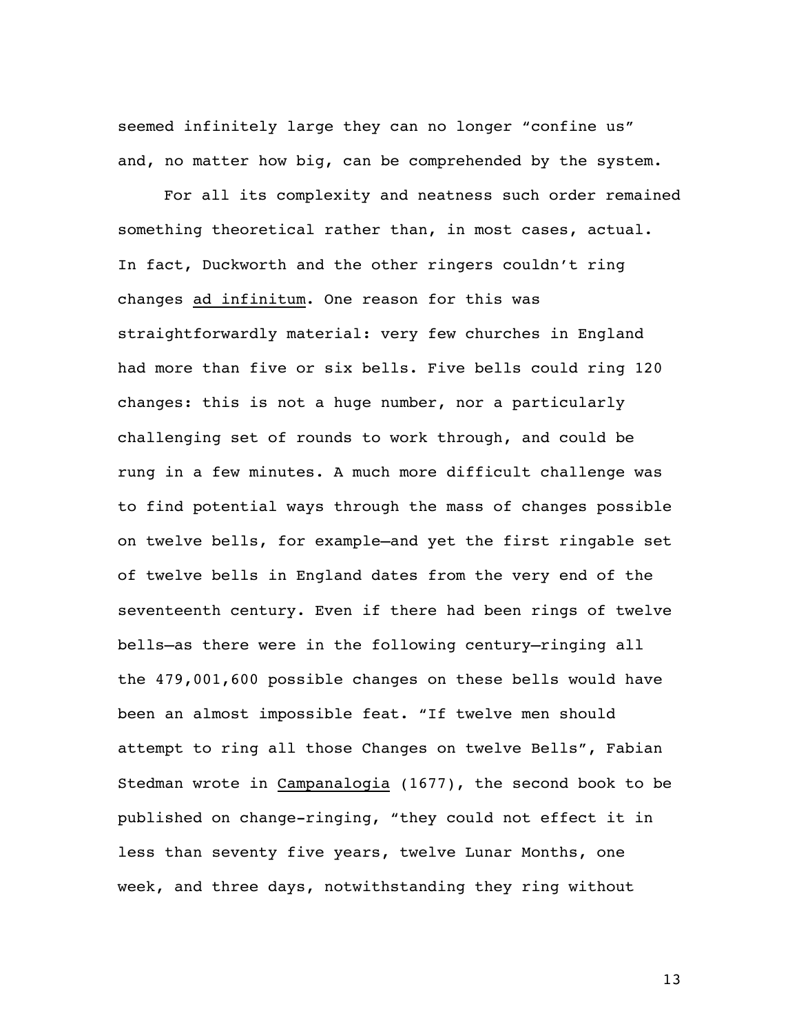seemed infinitely large they can no longer "confine us" and, no matter how big, can be comprehended by the system.

For all its complexity and neatness such order remained something theoretical rather than, in most cases, actual. In fact, Duckworth and the other ringers couldn't ring changes _ad infinitum_. One reason for this was straightforwardly material: very few churches in England had more than five or six bells. Five bells could ring 120 changes: this is not a huge number, nor a particularly challenging set of rounds to work through, and could be rung in a few minutes. A much more difficult challenge was to find potential ways through the mass of changes possible on twelve bells, for example—and yet the first ringable set of twelve bells in England dates from the very end of the seventeenth century. Even if there had been rings of twelve bells—as there were in the following century—ringing all the 479,001,600 possible changes on these bells would have been an almost impossible feat. "If twelve men should attempt to ring all those Changes on twelve Bells", Fabian Stedman wrote in _Campanalogia_ (1677), the second book to be published on change-ringing, "they could not effect it in less than seventy five years, twelve Lunar Months, one week, and three days, notwithstanding they ring without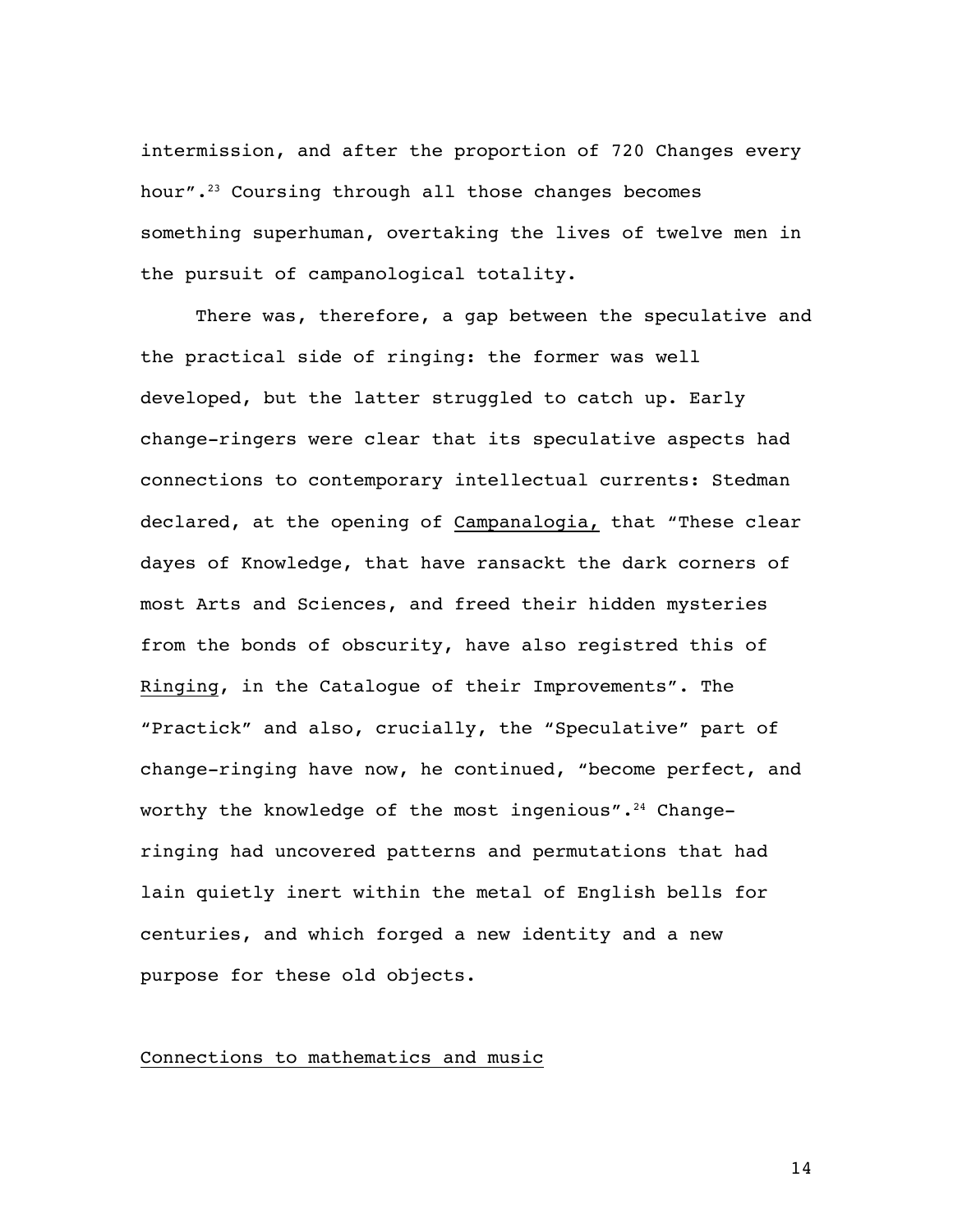intermission, and after the proportion of 720 Changes every hour".[23] Coursing through all those changes becomes something superhuman, overtaking the lives of twelve men in the pursuit of campanological totality.

There was, therefore, a gap between the speculative and the practical side of ringing: the former was well developed, but the latter struggled to catch up. Early change-ringers were clear that its speculative aspects had connections to contemporary intellectual currents: Stedman declared, at the opening of Campanalogia, that "These clear dayes of Knowledge, that have ransackt the dark corners of most Arts and Sciences, and freed their hidden mysteries from the bonds of obscurity, have also registred this of Ringing, in the Catalogue of their Improvements". The "Practick" and also, crucially, the "Speculative" part of change-ringing have now, he continued, "become perfect, and worthy the knowledge of the most ingenious".[24] Change-ringing had uncovered patterns and permutations that had lain quietly inert within the metal of English bells for centuries, and which forged a new identity and a new purpose for these old objects.

## Connections to mathematics and music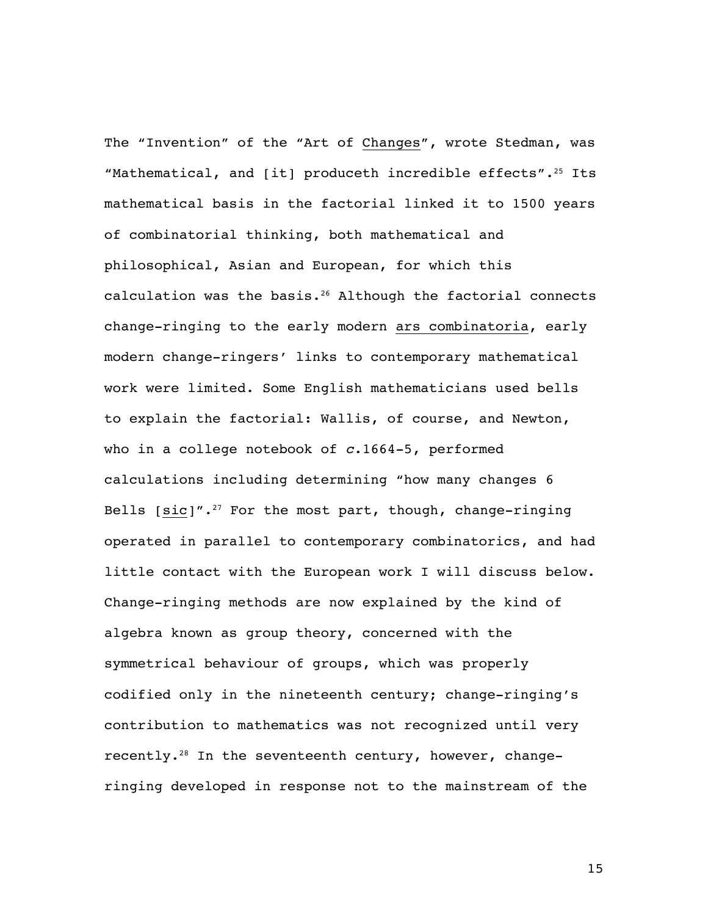The "Invention" of the "Art of _Changes_", wrote Stedman, was "Mathematical, and [it] produceth incredible effects".[25] Its mathematical basis in the factorial linked it to 1500 years of combinatorial thinking, both mathematical and philosophical, Asian and European, for which this calculation was the basis.[26] Although the factorial connects change-ringing to the early modern _ars combinatoria_, early modern change-ringers' links to contemporary mathematical work were limited. Some English mathematicians used bells to explain the factorial: Wallis, of course, and Newton, who in a college notebook of *c*.1664-5, performed calculations including determining "how many changes 6 Bells [_sic_]".[27] For the most part, though, change-ringing operated in parallel to contemporary combinatorics, and had little contact with the European work I will discuss below. Change-ringing methods are now explained by the kind of algebra known as group theory, concerned with the symmetrical behaviour of groups, which was properly codified only in the nineteenth century; change-ringing's contribution to mathematics was not recognized until very recently.[28] In the seventeenth century, however, change-ringing developed in response not to the mainstream of the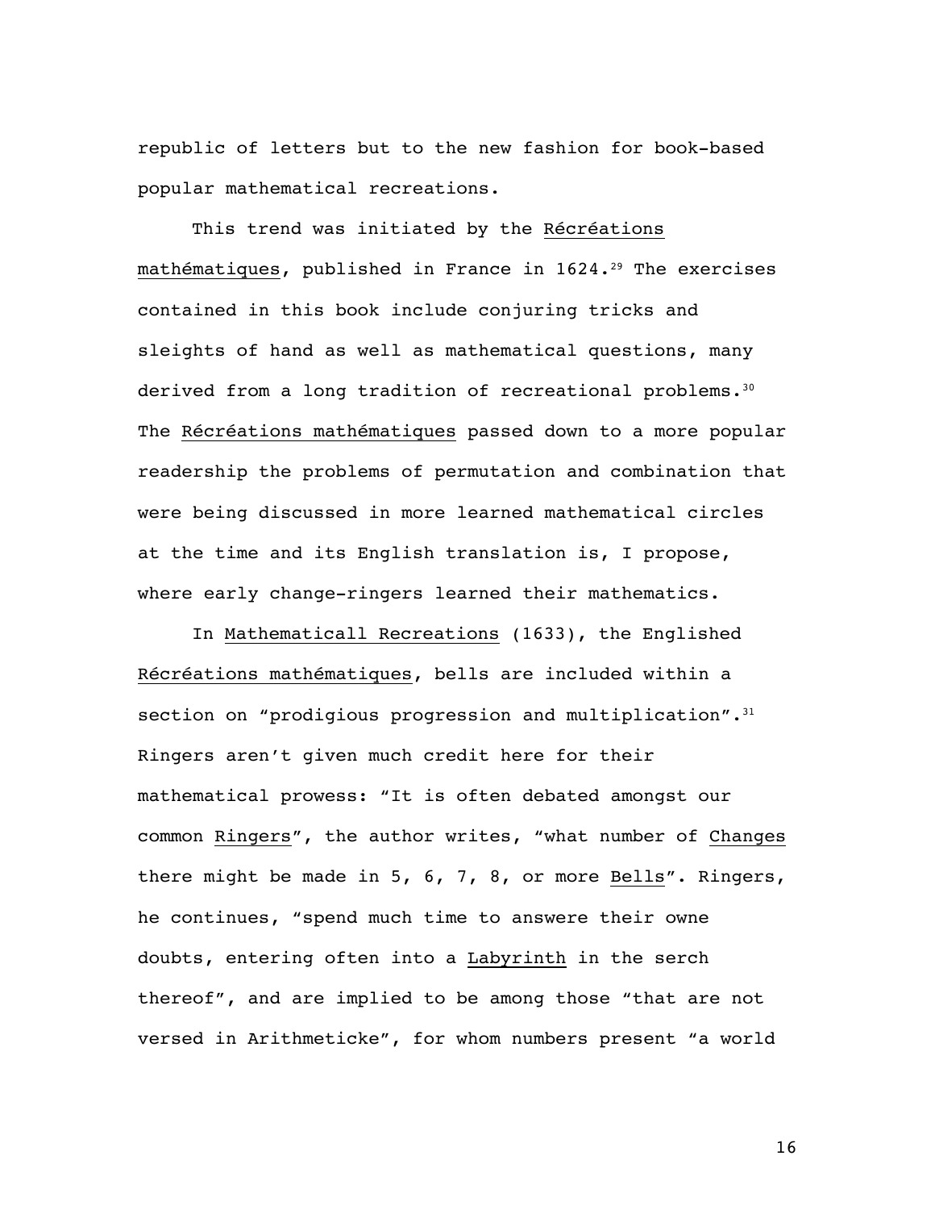republic of letters but to the new fashion for book-based popular mathematical recreations.

This trend was initiated by the Récréations mathématiques, published in France in 1624.[29] The exercises contained in this book include conjuring tricks and sleights of hand as well as mathematical questions, many derived from a long tradition of recreational problems.[30] The Récréations mathématiques passed down to a more popular readership the problems of permutation and combination that were being discussed in more learned mathematical circles at the time and its English translation is, I propose, where early change-ringers learned their mathematics.

In Mathematicall Recreations (1633), the Englished Récréations mathématiques, bells are included within a section on "prodigious progression and multiplication".[31] Ringers aren't given much credit here for their mathematical prowess: "It is often debated amongst our common Ringers", the author writes, "what number of Changes there might be made in 5, 6, 7, 8, or more Bells". Ringers, he continues, "spend much time to answere their owne doubts, entering often into a Labyrinth in the serch thereof", and are implied to be among those "that are not versed in Arithmeticke", for whom numbers present "a world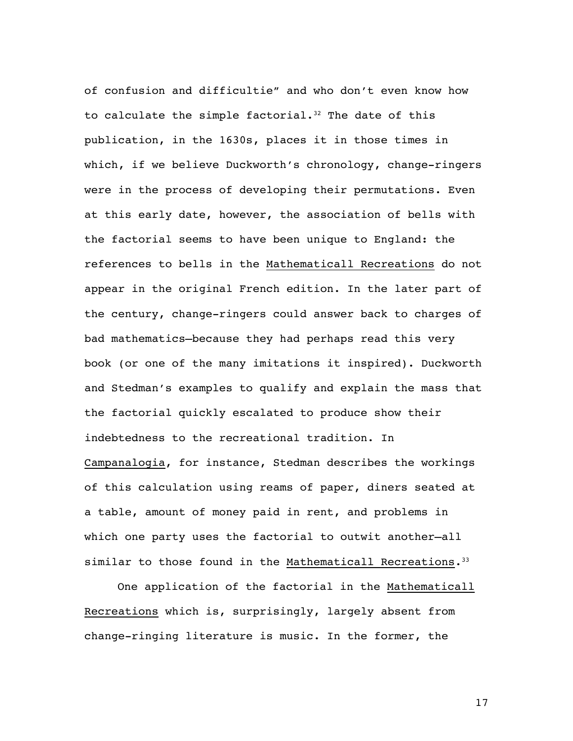of confusion and difficultie" and who don't even know how to calculate the simple factorial.[32] The date of this publication, in the 1630s, places it in those times in which, if we believe Duckworth's chronology, change-ringers were in the process of developing their permutations. Even at this early date, however, the association of bells with the factorial seems to have been unique to England: the references to bells in the Mathematicall Recreations do not appear in the original French edition. In the later part of the century, change-ringers could answer back to charges of bad mathematics—because they had perhaps read this very book (or one of the many imitations it inspired). Duckworth and Stedman's examples to qualify and explain the mass that the factorial quickly escalated to produce show their indebtedness to the recreational tradition. In Campanalogia, for instance, Stedman describes the workings of this calculation using reams of paper, diners seated at a table, amount of money paid in rent, and problems in which one party uses the factorial to outwit another—all similar to those found in the Mathematicall Recreations.[33]

One application of the factorial in the Mathematicall Recreations which is, surprisingly, largely absent from change-ringing literature is music. In the former, the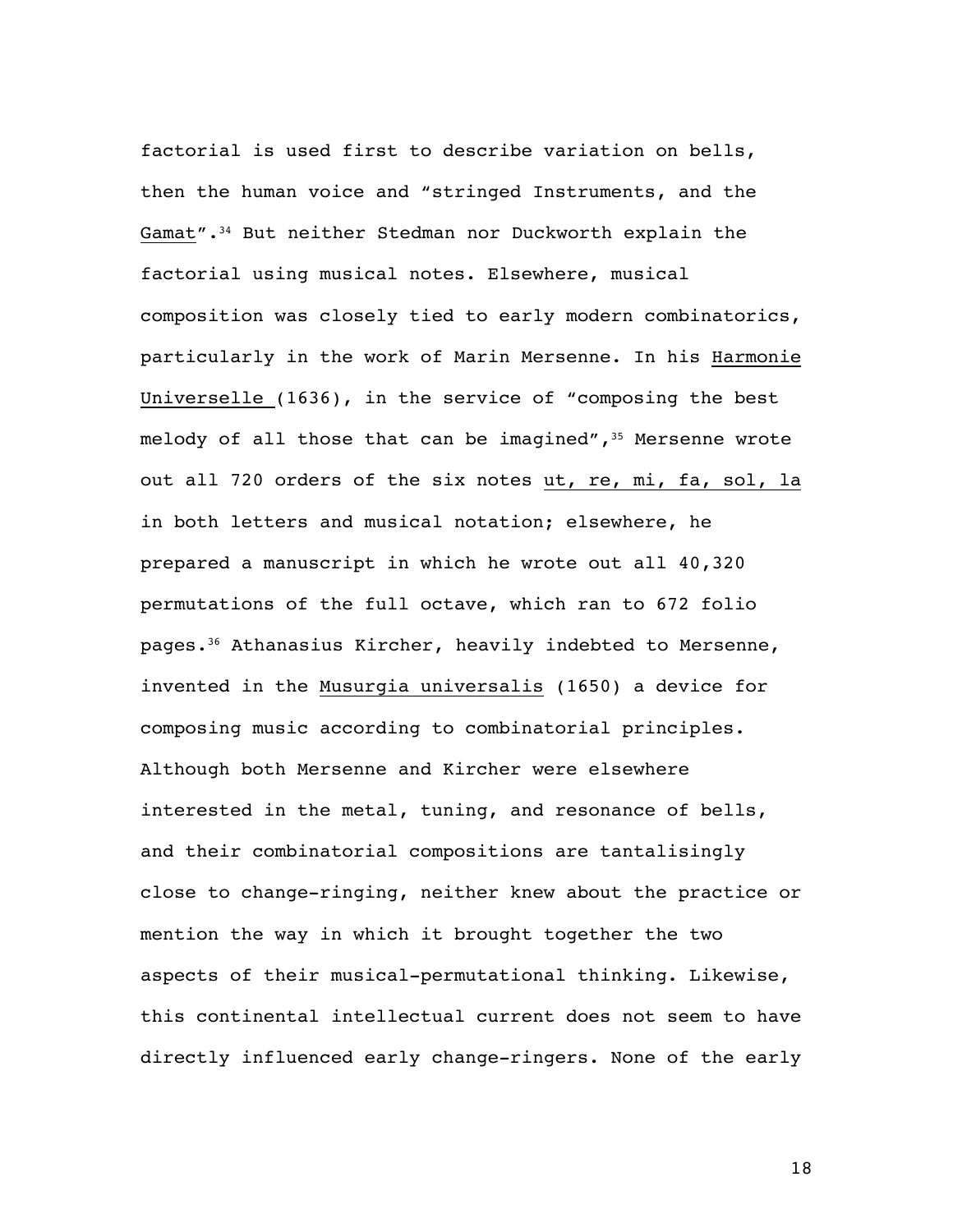factorial is used first to describe variation on bells, then the human voice and "stringed Instruments, and the Gamat".[34] But neither Stedman nor Duckworth explain the factorial using musical notes. Elsewhere, musical composition was closely tied to early modern combinatorics, particularly in the work of Marin Mersenne. In his Harmonie Universelle (1636), in the service of "composing the best melody of all those that can be imagined",[35] Mersenne wrote out all 720 orders of the six notes ut, re, mi, fa, sol, la in both letters and musical notation; elsewhere, he prepared a manuscript in which he wrote out all 40,320 permutations of the full octave, which ran to 672 folio pages.[36] Athanasius Kircher, heavily indebted to Mersenne, invented in the Musurgia universalis (1650) a device for composing music according to combinatorial principles. Although both Mersenne and Kircher were elsewhere interested in the metal, tuning, and resonance of bells, and their combinatorial compositions are tantalisingly close to change-ringing, neither knew about the practice or mention the way in which it brought together the two aspects of their musical-permutational thinking. Likewise, this continental intellectual current does not seem to have directly influenced early change-ringers. None of the early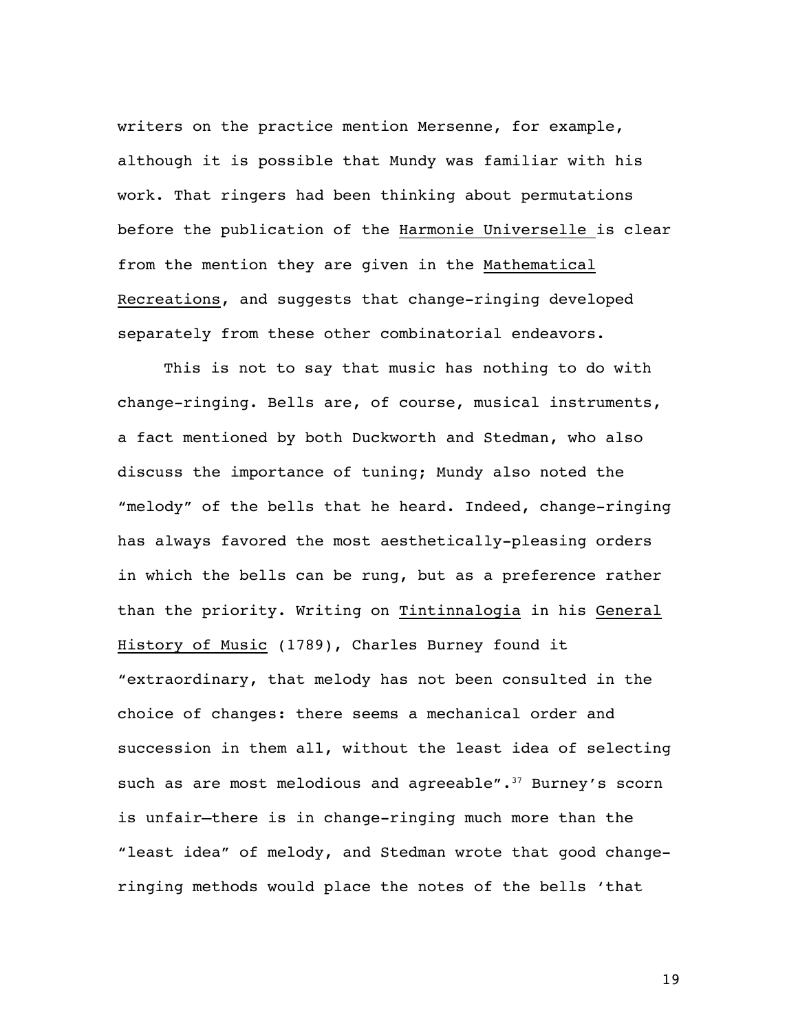writers on the practice mention Mersenne, for example, although it is possible that Mundy was familiar with his work. That ringers had been thinking about permutations before the publication of the Harmonie Universelle is clear from the mention they are given in the Mathematical Recreations, and suggests that change-ringing developed separately from these other combinatorial endeavors.

This is not to say that music has nothing to do with change-ringing. Bells are, of course, musical instruments, a fact mentioned by both Duckworth and Stedman, who also discuss the importance of tuning; Mundy also noted the "melody" of the bells that he heard. Indeed, change-ringing has always favored the most aesthetically-pleasing orders in which the bells can be rung, but as a preference rather than the priority. Writing on Tintinnalogia in his General History of Music (1789), Charles Burney found it "extraordinary, that melody has not been consulted in the choice of changes: there seems a mechanical order and succession in them all, without the least idea of selecting such as are most melodious and agreeable".[37] Burney's scorn is unfair—there is in change-ringing much more than the "least idea" of melody, and Stedman wrote that good change-ringing methods would place the notes of the bells 'that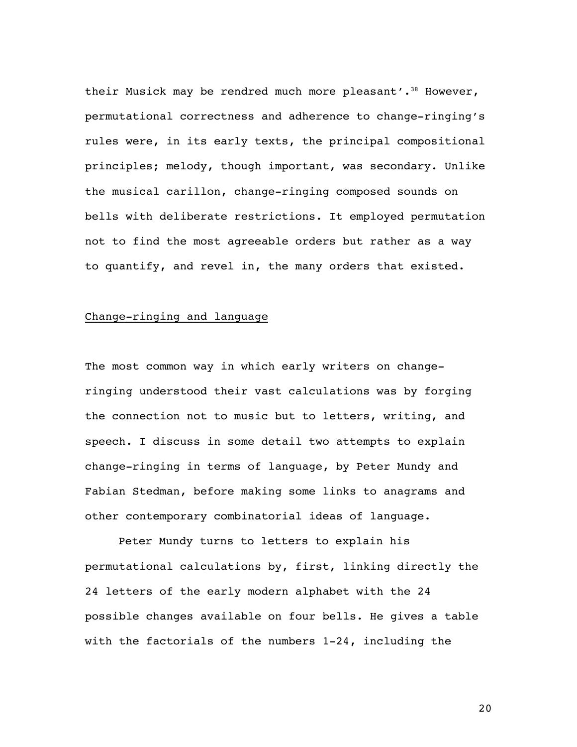their Musick may be rendred much more pleasant'.[38] However, permutational correctness and adherence to change-ringing's rules were, in its early texts, the principal compositional principles; melody, though important, was secondary. Unlike the musical carillon, change-ringing composed sounds on bells with deliberate restrictions. It employed permutation not to find the most agreeable orders but rather as a way to quantify, and revel in, the many orders that existed.

## Change-ringing and language

The most common way in which early writers on change-ringing understood their vast calculations was by forging the connection not to music but to letters, writing, and speech. I discuss in some detail two attempts to explain change-ringing in terms of language, by Peter Mundy and Fabian Stedman, before making some links to anagrams and other contemporary combinatorial ideas of language.

Peter Mundy turns to letters to explain his permutational calculations by, first, linking directly the 24 letters of the early modern alphabet with the 24 possible changes available on four bells. He gives a table with the factorials of the numbers 1-24, including the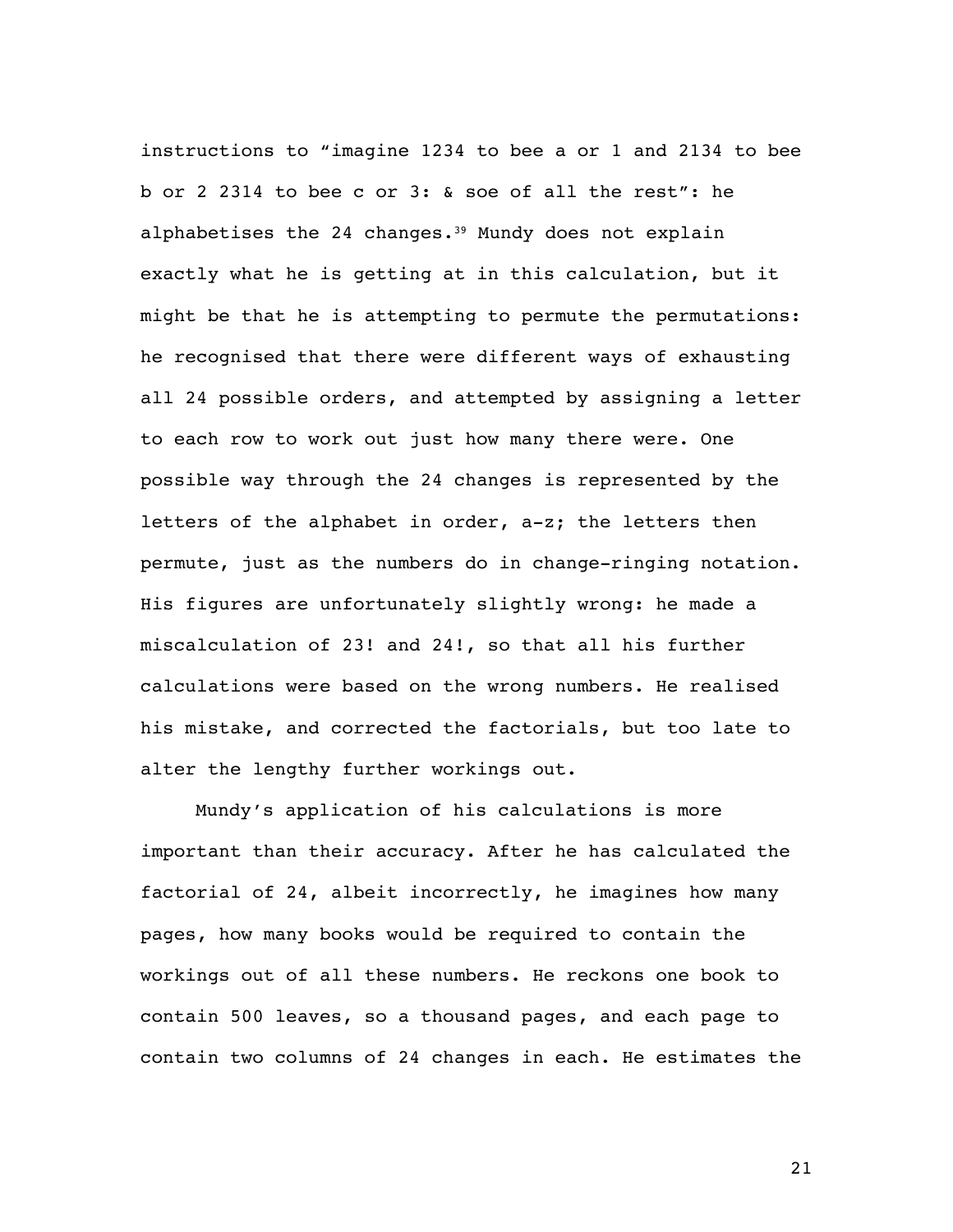instructions to "imagine 1234 to bee a or 1 and 2134 to bee b or 2 2314 to bee c or 3: & soe of all the rest": he alphabetises the 24 changes.[39] Mundy does not explain exactly what he is getting at in this calculation, but it might be that he is attempting to permute the permutations: he recognised that there were different ways of exhausting all 24 possible orders, and attempted by assigning a letter to each row to work out just how many there were. One possible way through the 24 changes is represented by the letters of the alphabet in order, a-z; the letters then permute, just as the numbers do in change-ringing notation. His figures are unfortunately slightly wrong: he made a miscalculation of 23! and 24!, so that all his further calculations were based on the wrong numbers. He realised his mistake, and corrected the factorials, but too late to alter the lengthy further workings out.

Mundy's application of his calculations is more important than their accuracy. After he has calculated the factorial of 24, albeit incorrectly, he imagines how many pages, how many books would be required to contain the workings out of all these numbers. He reckons one book to contain 500 leaves, so a thousand pages, and each page to contain two columns of 24 changes in each. He estimates the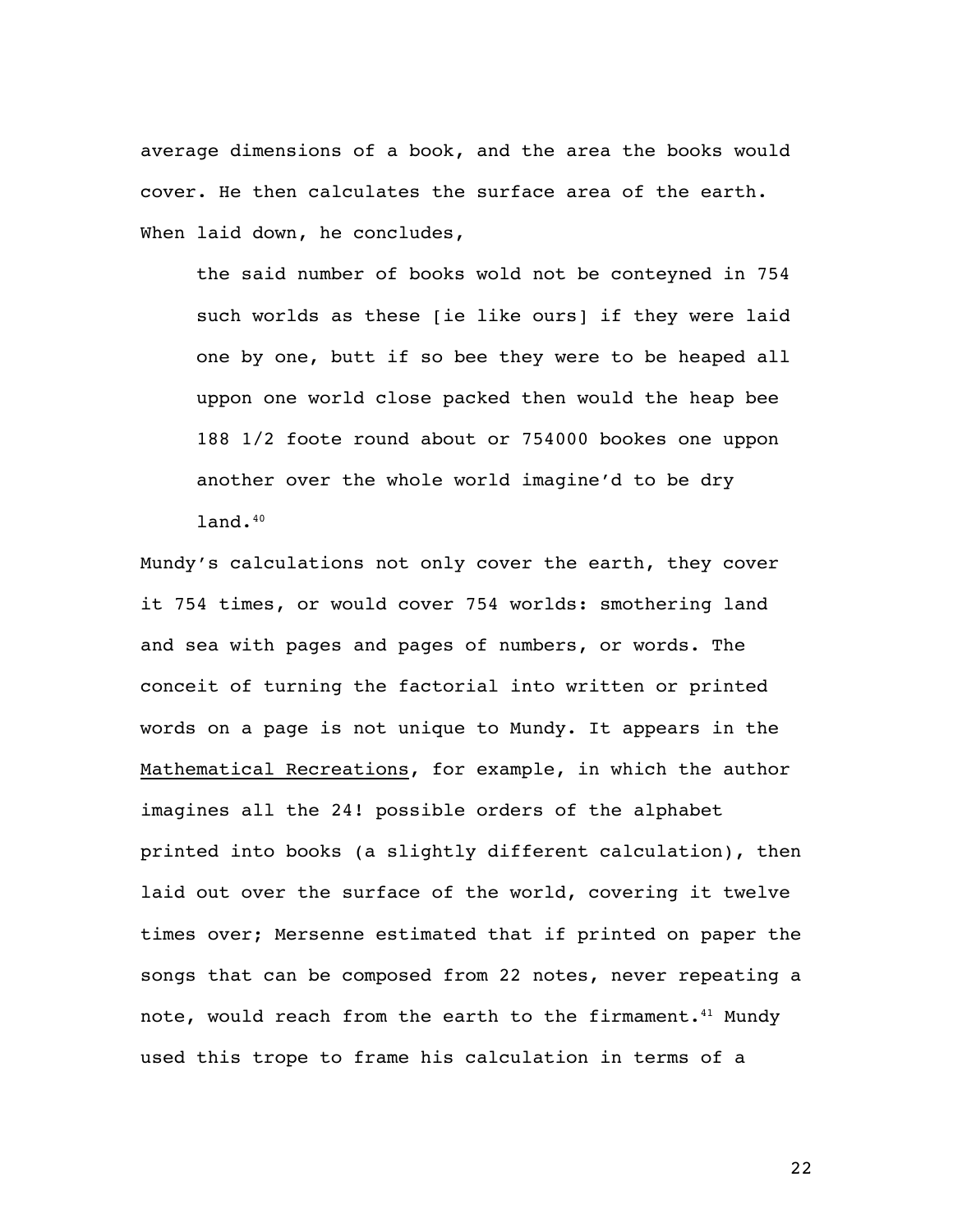average dimensions of a book, and the area the books would cover. He then calculates the surface area of the earth. When laid down, he concludes,

> the said number of books wold not be conteyned in 754 such worlds as these [ie like ours] if they were laid one by one, butt if so bee they were to be heaped all uppon one world close packed then would the heap bee 188 1/2 foote round about or 754000 bookes one uppon another over the whole world imagine'd to be dry land.[40]

Mundy's calculations not only cover the earth, they cover it 754 times, or would cover 754 worlds: smothering land and sea with pages and pages of numbers, or words. The conceit of turning the factorial into written or printed words on a page is not unique to Mundy. It appears in the Mathematical Recreations, for example, in which the author imagines all the 24! possible orders of the alphabet printed into books (a slightly different calculation), then laid out over the surface of the world, covering it twelve times over; Mersenne estimated that if printed on paper the songs that can be composed from 22 notes, never repeating a note, would reach from the earth to the firmament.[41] Mundy used this trope to frame his calculation in terms of a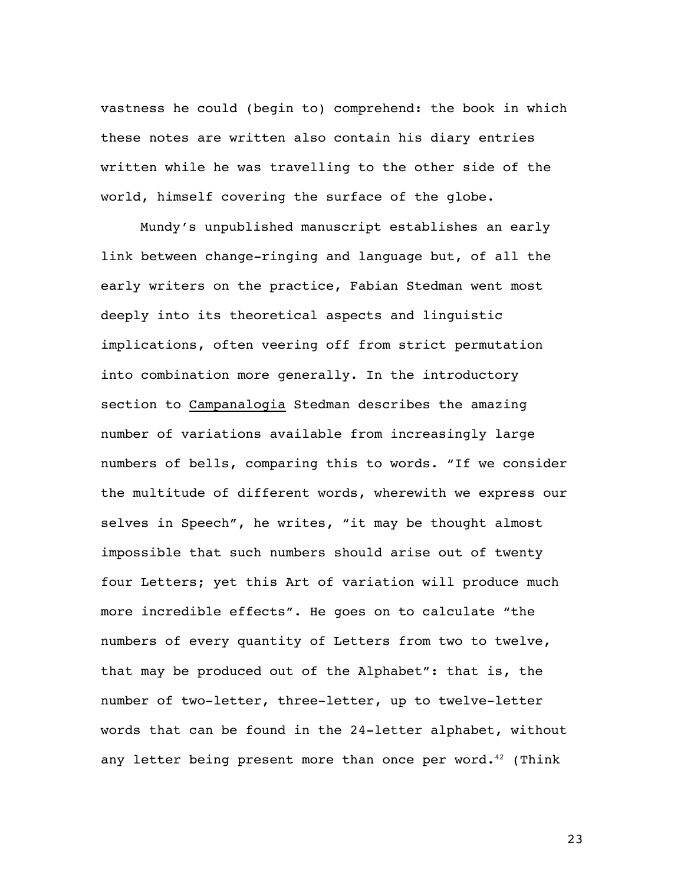vastness he could (begin to) comprehend: the book in which these notes are written also contain his diary entries written while he was travelling to the other side of the world, himself covering the surface of the globe.

Mundy's unpublished manuscript establishes an early link between change-ringing and language but, of all the early writers on the practice, Fabian Stedman went most deeply into its theoretical aspects and linguistic implications, often veering off from strict permutation into combination more generally. In the introductory section to Campanalogia Stedman describes the amazing number of variations available from increasingly large numbers of bells, comparing this to words. "If we consider the multitude of different words, wherewith we express our selves in Speech", he writes, "it may be thought almost impossible that such numbers should arise out of twenty four Letters; yet this Art of variation will produce much more incredible effects". He goes on to calculate "the numbers of every quantity of Letters from two to twelve, that may be produced out of the Alphabet": that is, the number of two-letter, three-letter, up to twelve-letter words that can be found in the 24-letter alphabet, without any letter being present more than once per word.[42] (Think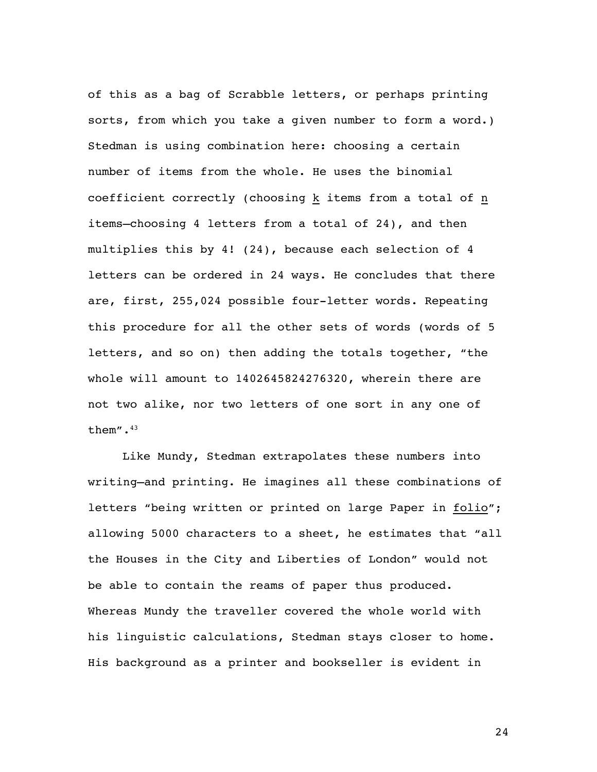of this as a bag of Scrabble letters, or perhaps printing sorts, from which you take a given number to form a word.) Stedman is using combination here: choosing a certain number of items from the whole. He uses the binomial coefficient correctly (choosing k items from a total of n items—choosing 4 letters from a total of 24), and then multiplies this by 4! (24), because each selection of 4 letters can be ordered in 24 ways. He concludes that there are, first, 255,024 possible four-letter words. Repeating this procedure for all the other sets of words (words of 5 letters, and so on) then adding the totals together, "the whole will amount to 1402645824276320, wherein there are not two alike, nor two letters of one sort in any one of them".[43]

Like Mundy, Stedman extrapolates these numbers into writing—and printing. He imagines all these combinations of letters "being written or printed on large Paper in folio"; allowing 5000 characters to a sheet, he estimates that "all the Houses in the City and Liberties of London" would not be able to contain the reams of paper thus produced. Whereas Mundy the traveller covered the whole world with his linguistic calculations, Stedman stays closer to home. His background as a printer and bookseller is evident in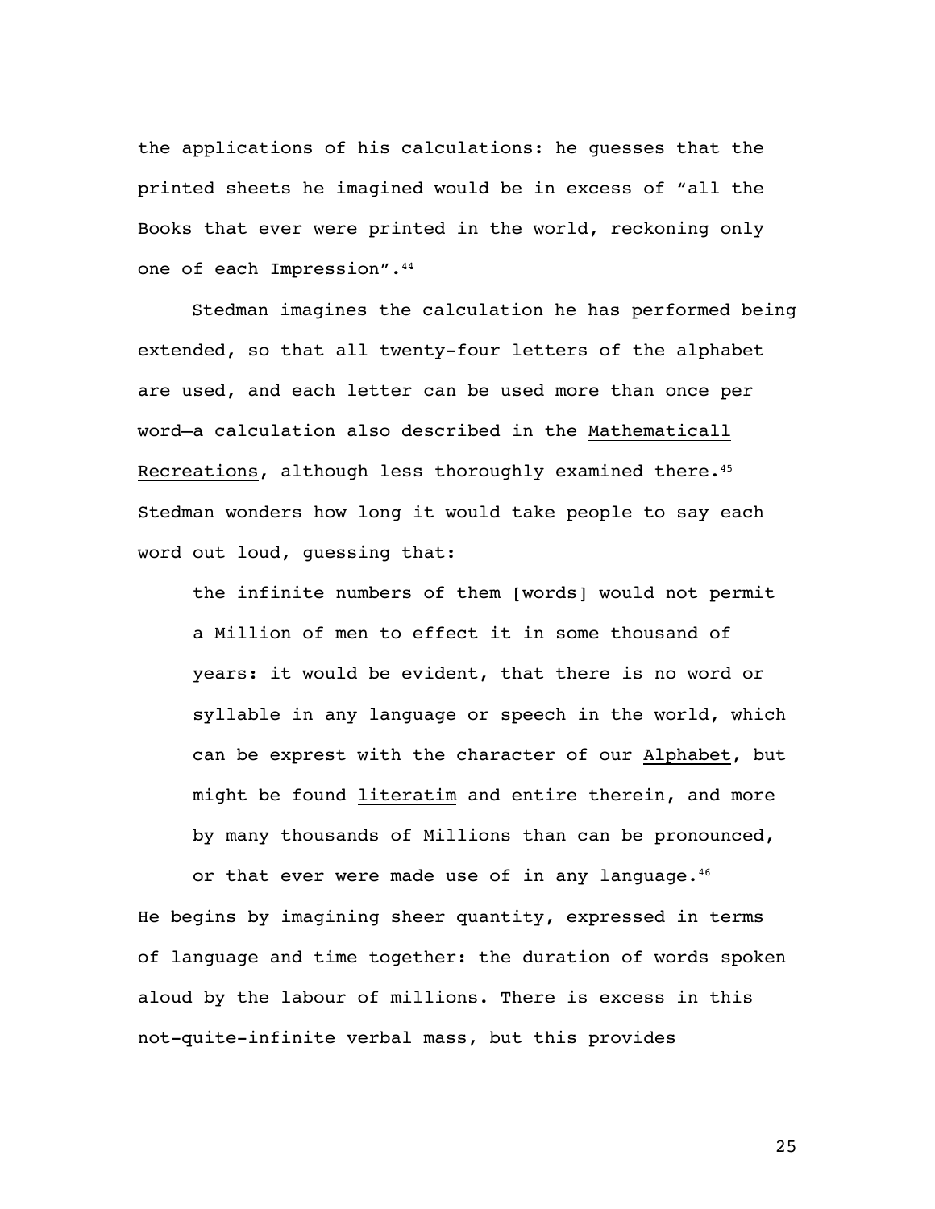the applications of his calculations: he guesses that the printed sheets he imagined would be in excess of "all the Books that ever were printed in the world, reckoning only one of each Impression".[44]

Stedman imagines the calculation he has performed being extended, so that all twenty-four letters of the alphabet are used, and each letter can be used more than once per word—a calculation also described in the Mathematicall Recreations, although less thoroughly examined there.[45] Stedman wonders how long it would take people to say each word out loud, guessing that:

> the infinite numbers of them [words] would not permit a Million of men to effect it in some thousand of years: it would be evident, that there is no word or syllable in any language or speech in the world, which can be exprest with the character of our Alphabet, but might be found literatim and entire therein, and more by many thousands of Millions than can be pronounced, or that ever were made use of in any language.[46]

He begins by imagining sheer quantity, expressed in terms of language and time together: the duration of words spoken aloud by the labour of millions. There is excess in this not-quite-infinite verbal mass, but this provides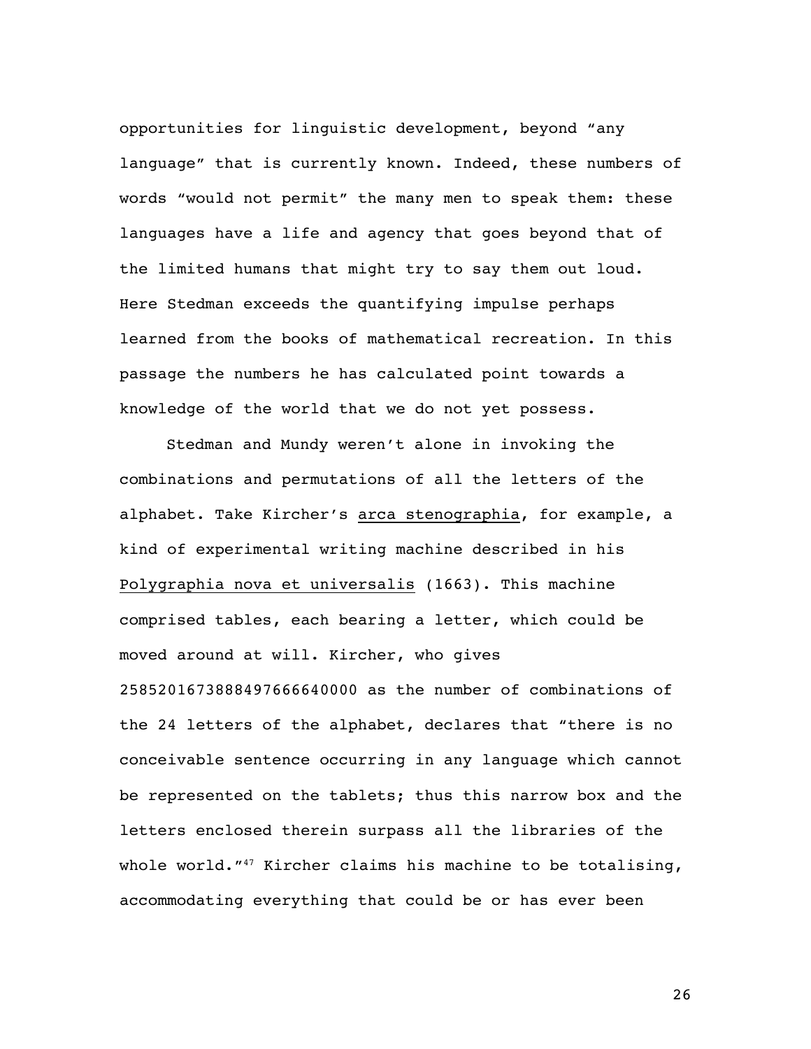opportunities for linguistic development, beyond "any language" that is currently known. Indeed, these numbers of words "would not permit" the many men to speak them: these languages have a life and agency that goes beyond that of the limited humans that might try to say them out loud. Here Stedman exceeds the quantifying impulse perhaps learned from the books of mathematical recreation. In this passage the numbers he has calculated point towards a knowledge of the world that we do not yet possess.

Stedman and Mundy weren't alone in invoking the combinations and permutations of all the letters of the alphabet. Take Kircher's arca stenographia, for example, a kind of experimental writing machine described in his Polygraphia nova et universalis (1663). This machine comprised tables, each bearing a letter, which could be moved around at will. Kircher, who gives 2585201673888497666640000 as the number of combinations of the 24 letters of the alphabet, declares that "there is no conceivable sentence occurring in any language which cannot be represented on the tablets; thus this narrow box and the letters enclosed therein surpass all the libraries of the whole world."[47] Kircher claims his machine to be totalising, accommodating everything that could be or has ever been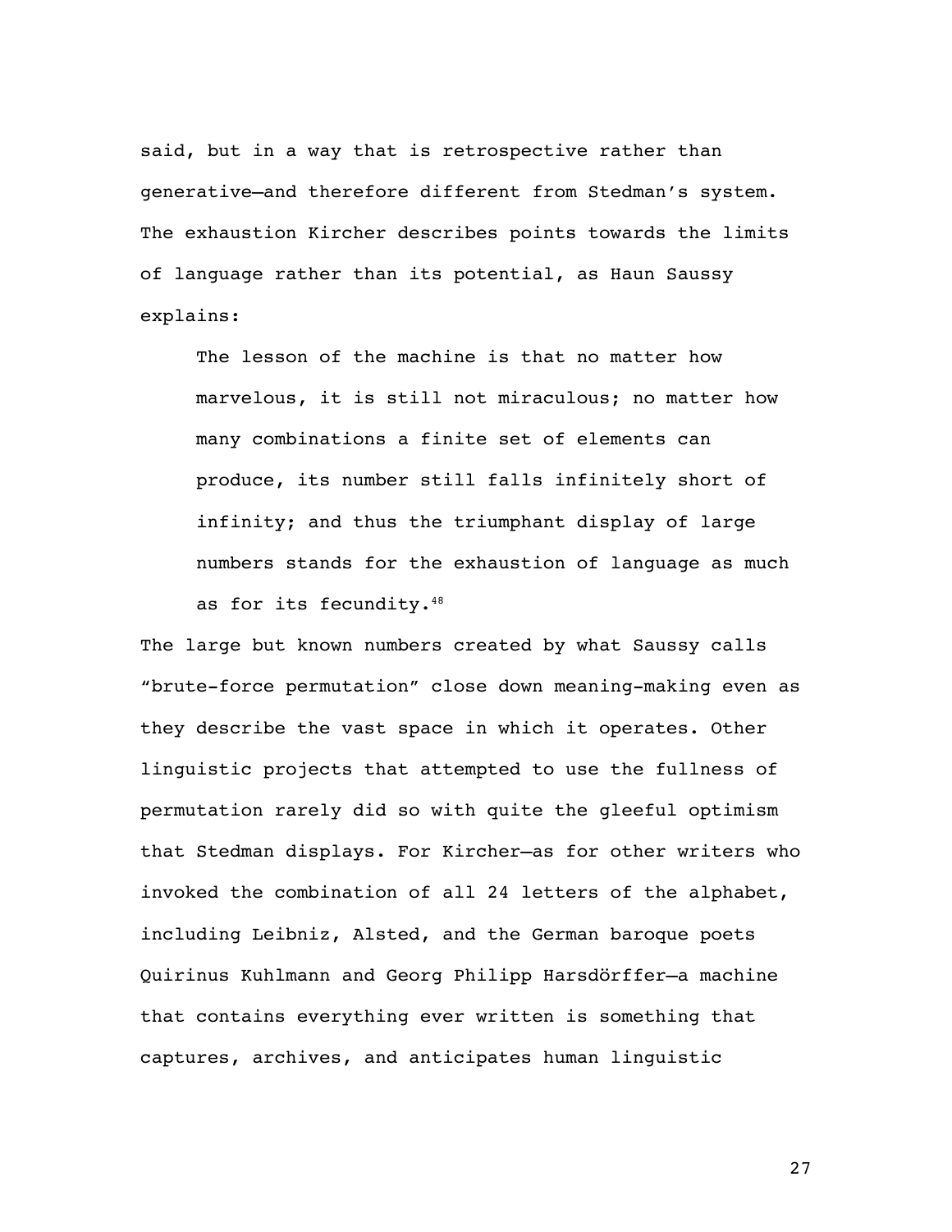said, but in a way that is retrospective rather than generative—and therefore different from Stedman's system. The exhaustion Kircher describes points towards the limits of language rather than its potential, as Haun Saussy explains:

> The lesson of the machine is that no matter how marvelous, it is still not miraculous; no matter how many combinations a finite set of elements can produce, its number still falls infinitely short of infinity; and thus the triumphant display of large numbers stands for the exhaustion of language as much as for its fecundity.[48]

The large but known numbers created by what Saussy calls "brute-force permutation" close down meaning-making even as they describe the vast space in which it operates. Other linguistic projects that attempted to use the fullness of permutation rarely did so with quite the gleeful optimism that Stedman displays. For Kircher—as for other writers who invoked the combination of all 24 letters of the alphabet, including Leibniz, Alsted, and the German baroque poets Quirinus Kuhlmann and Georg Philipp Harsdörffer—a machine that contains everything ever written is something that captures, archives, and anticipates human linguistic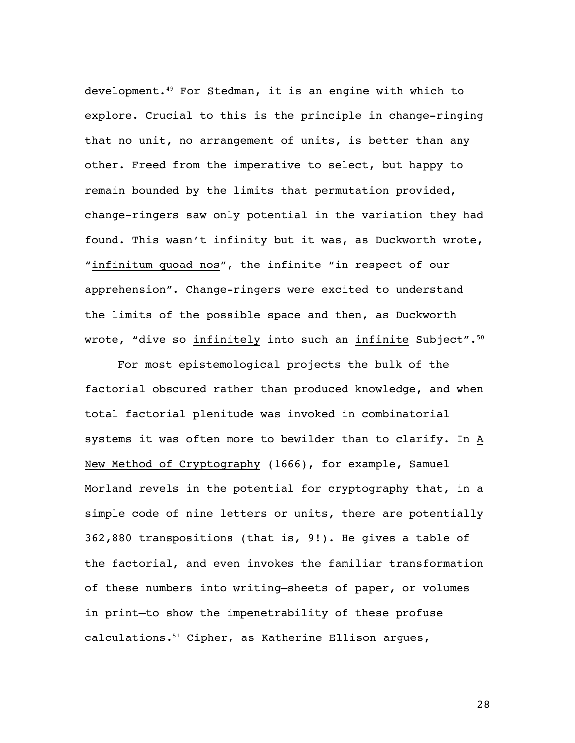development.[49] For Stedman, it is an engine with which to explore. Crucial to this is the principle in change-ringing that no unit, no arrangement of units, is better than any other. Freed from the imperative to select, but happy to remain bounded by the limits that permutation provided, change-ringers saw only potential in the variation they had found. This wasn't infinity but it was, as Duckworth wrote, "*infinitum quoad nos*", the infinite "in respect of our apprehension". Change-ringers were excited to understand the limits of the possible space and then, as Duckworth wrote, "dive so *infinitely* into such an *infinite* Subject".[50]

For most epistemological projects the bulk of the factorial obscured rather than produced knowledge, and when total factorial plenitude was invoked in combinatorial systems it was often more to bewilder than to clarify. In *A New Method of Cryptography* (1666), for example, Samuel Morland revels in the potential for cryptography that, in a simple code of nine letters or units, there are potentially 362,880 transpositions (that is, 9!). He gives a table of the factorial, and even invokes the familiar transformation of these numbers into writing—sheets of paper, or volumes in print—to show the impenetrability of these profuse calculations.[51] Cipher, as Katherine Ellison argues,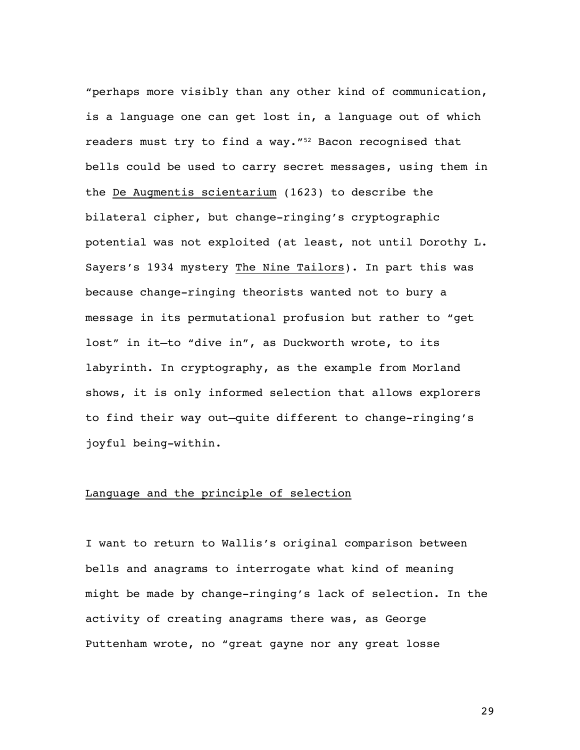"perhaps more visibly than any other kind of communication, is a language one can get lost in, a language out of which readers must try to find a way."[52] Bacon recognised that bells could be used to carry secret messages, using them in the De Augmentis scientarium (1623) to describe the bilateral cipher, but change-ringing's cryptographic potential was not exploited (at least, not until Dorothy L. Sayers's 1934 mystery The Nine Tailors). In part this was because change-ringing theorists wanted not to bury a message in its permutational profusion but rather to "get lost" in it—to "dive in", as Duckworth wrote, to its labyrinth. In cryptography, as the example from Morland shows, it is only informed selection that allows explorers to find their way out—quite different to change-ringing's joyful being-within.

## Language and the principle of selection

I want to return to Wallis's original comparison between bells and anagrams to interrogate what kind of meaning might be made by change-ringing's lack of selection. In the activity of creating anagrams there was, as George Puttenham wrote, no "great gayne nor any great losse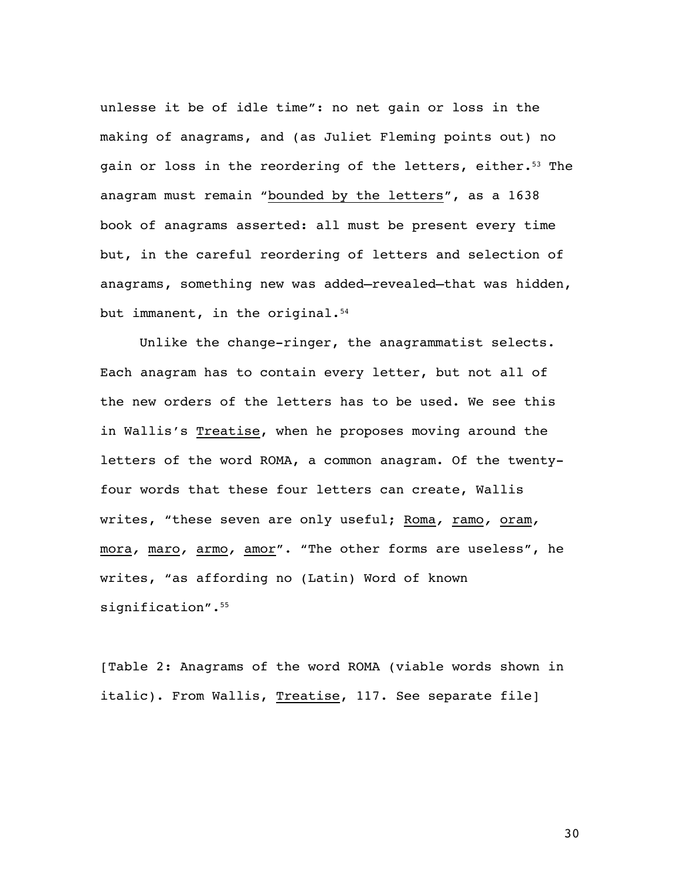unlesse it be of idle time": no net gain or loss in the making of anagrams, and (as Juliet Fleming points out) no gain or loss in the reordering of the letters, either.[53] The anagram must remain "bounded by the letters", as a 1638 book of anagrams asserted: all must be present every time but, in the careful reordering of letters and selection of anagrams, something new was added—revealed—that was hidden, but immanent, in the original.[54]

Unlike the change-ringer, the anagrammatist selects. Each anagram has to contain every letter, but not all of the new orders of the letters has to be used. We see this in Wallis's Treatise, when he proposes moving around the letters of the word ROMA, a common anagram. Of the twenty-four words that these four letters can create, Wallis writes, "these seven are only useful; Roma, ramo, oram, mora, maro, armo, amor". "The other forms are useless", he writes, "as affording no (Latin) Word of known signification".[55]

[Table 2: Anagrams of the word ROMA (viable words shown in italic). From Wallis, Treatise, 117. See separate file]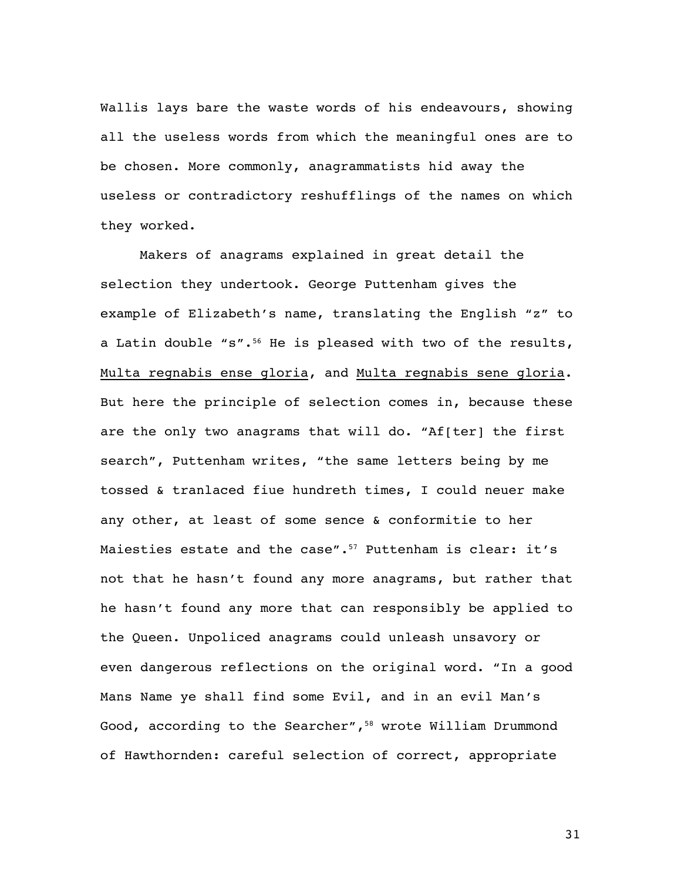Wallis lays bare the waste words of his endeavours, showing all the useless words from which the meaningful ones are to be chosen. More commonly, anagrammatists hid away the useless or contradictory reshufflings of the names on which they worked.

Makers of anagrams explained in great detail the selection they undertook. George Puttenham gives the example of Elizabeth's name, translating the English "z" to a Latin double "s".[56] He is pleased with two of the results, <u>Multa regnabis ense gloria</u>, and <u>Multa regnabis sene gloria</u>. But here the principle of selection comes in, because these are the only two anagrams that will do. "Af[ter] the first search", Puttenham writes, "the same letters being by me tossed & tranlaced fiue hundreth times, I could neuer make any other, at least of some sence & conformitie to her Maiesties estate and the case".[57] Puttenham is clear: it's not that he hasn't found any more anagrams, but rather that he hasn't found any more that can responsibly be applied to the Queen. Unpoliced anagrams could unleash unsavory or even dangerous reflections on the original word. "In a good Mans Name ye shall find some Evil, and in an evil Man's Good, according to the Searcher",[58] wrote William Drummond of Hawthornden: careful selection of correct, appropriate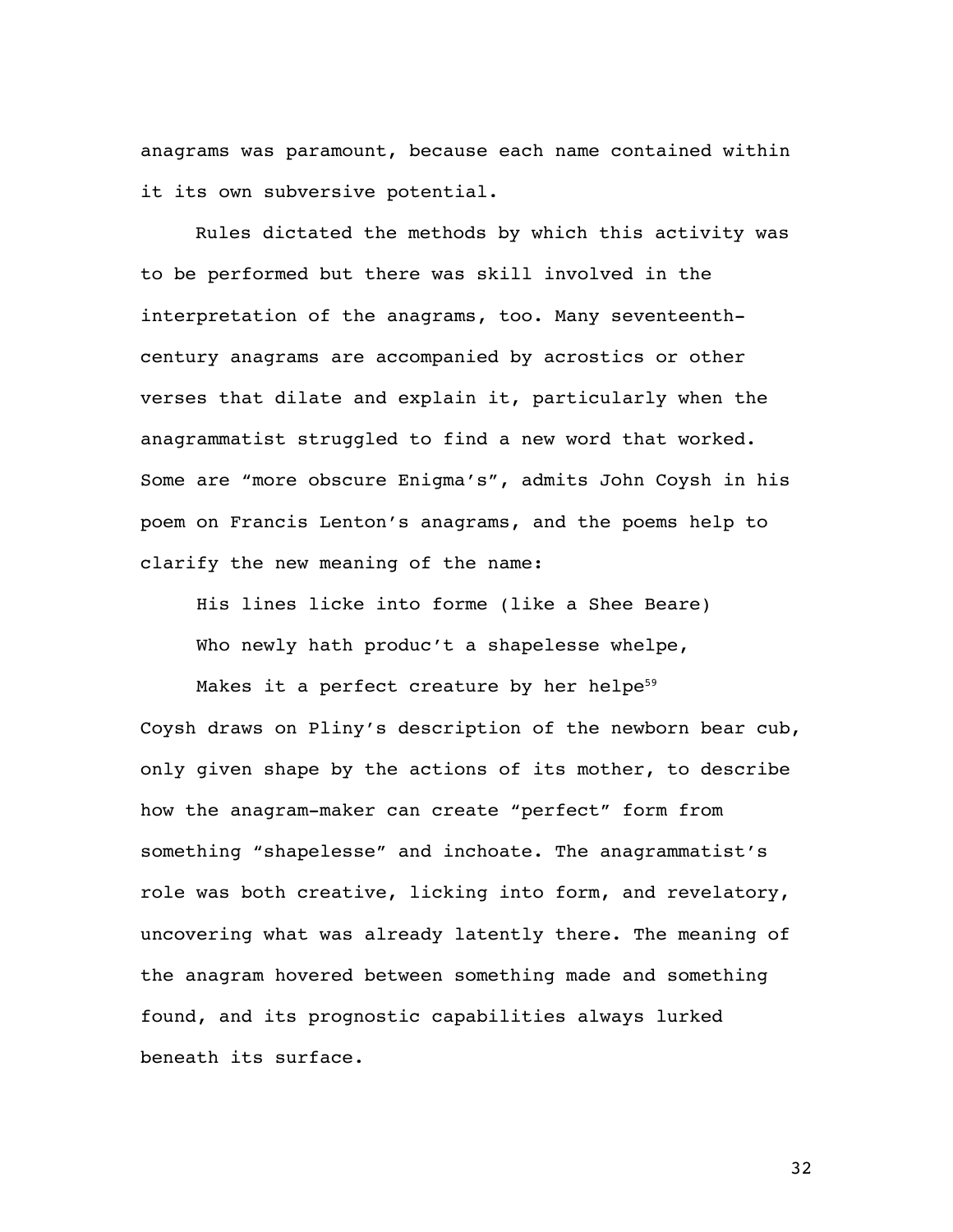anagrams was paramount, because each name contained within it its own subversive potential.

Rules dictated the methods by which this activity was to be performed but there was skill involved in the interpretation of the anagrams, too. Many seventeenth-century anagrams are accompanied by acrostics or other verses that dilate and explain it, particularly when the anagrammatist struggled to find a new word that worked. Some are "more obscure Enigma's", admits John Coysh in his poem on Francis Lenton's anagrams, and the poems help to clarify the new meaning of the name:

> His lines licke into forme (like a Shee Beare)
>
> Who newly hath produc't a shapelesse whelpe,
>
> Makes it a perfect creature by her helpe[59]

Coysh draws on Pliny's description of the newborn bear cub, only given shape by the actions of its mother, to describe how the anagram-maker can create "perfect" form from something "shapelesse" and inchoate. The anagrammatist's role was both creative, licking into form, and revelatory, uncovering what was already latently there. The meaning of the anagram hovered between something made and something found, and its prognostic capabilities always lurked beneath its surface.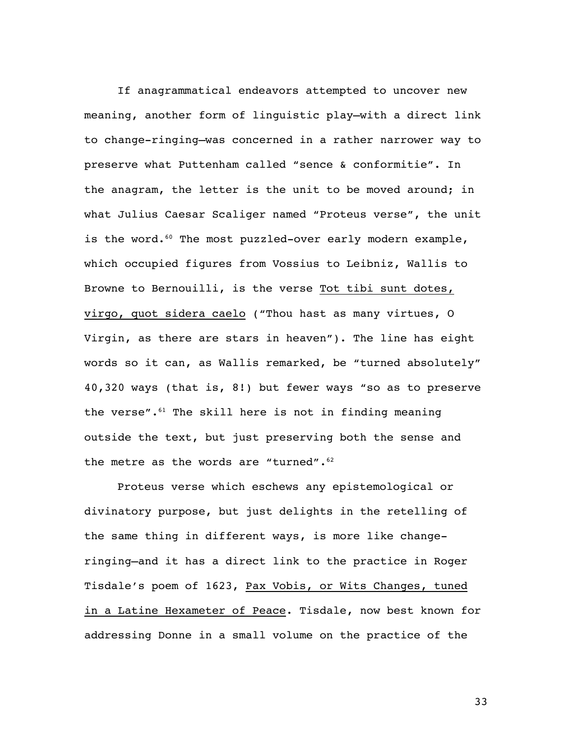If anagrammatical endeavors attempted to uncover new meaning, another form of linguistic play—with a direct link to change-ringing—was concerned in a rather narrower way to preserve what Puttenham called "sence & conformitie". In the anagram, the letter is the unit to be moved around; in what Julius Caesar Scaliger named "Proteus verse", the unit is the word.[60] The most puzzled-over early modern example, which occupied figures from Vossius to Leibniz, Wallis to Browne to Bernouilli, is the verse Tot tibi sunt dotes, virgo, quot sidera caelo ("Thou hast as many virtues, O Virgin, as there are stars in heaven"). The line has eight words so it can, as Wallis remarked, be "turned absolutely" 40,320 ways (that is, 8!) but fewer ways "so as to preserve the verse".[61] The skill here is not in finding meaning outside the text, but just preserving both the sense and the metre as the words are "turned".[62]

Proteus verse which eschews any epistemological or divinatory purpose, but just delights in the retelling of the same thing in different ways, is more like change-ringing—and it has a direct link to the practice in Roger Tisdale's poem of 1623, Pax Vobis, or Wits Changes, tuned in a Latine Hexameter of Peace. Tisdale, now best known for addressing Donne in a small volume on the practice of the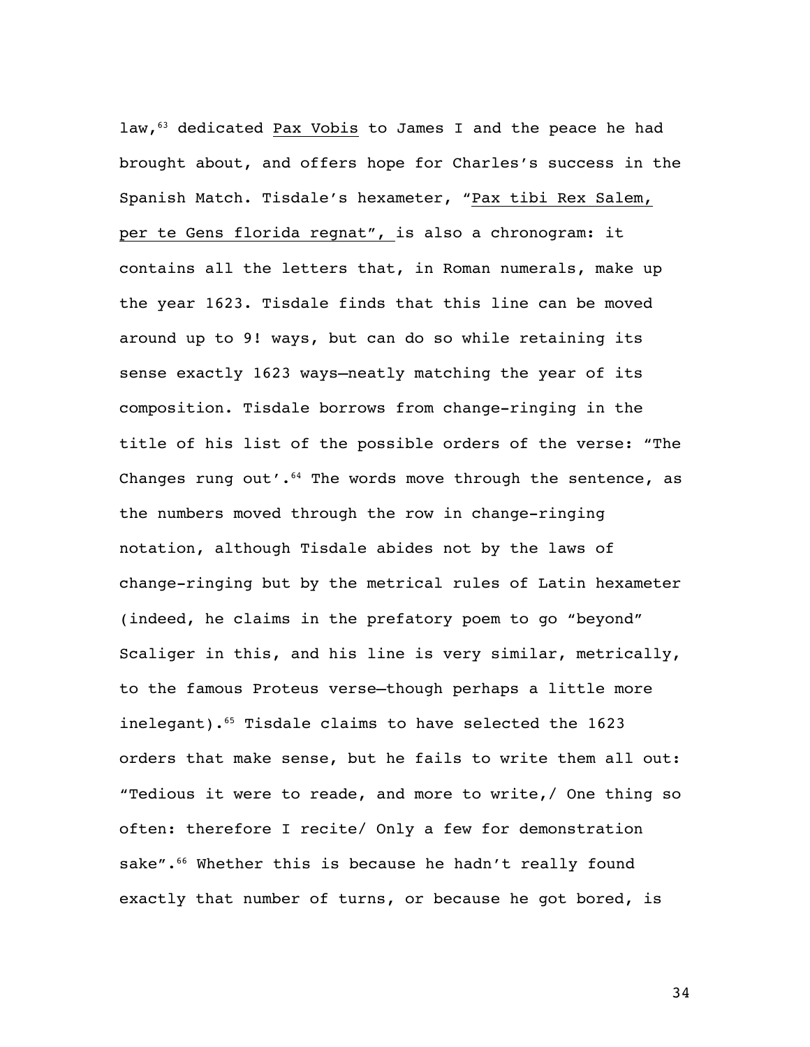law,[63] dedicated <u>Pax Vobis</u> to James I and the peace he had brought about, and offers hope for Charles's success in the Spanish Match. Tisdale's hexameter, "<u>Pax tibi Rex Salem, per te Gens florida regnat</u>", is also a chronogram: it contains all the letters that, in Roman numerals, make up the year 1623. Tisdale finds that this line can be moved around up to 9! ways, but can do so while retaining its sense exactly 1623 ways—neatly matching the year of its composition. Tisdale borrows from change-ringing in the title of his list of the possible orders of the verse: "The Changes rung out'.[64] The words move through the sentence, as the numbers moved through the row in change-ringing notation, although Tisdale abides not by the laws of change-ringing but by the metrical rules of Latin hexameter (indeed, he claims in the prefatory poem to go "beyond" Scaliger in this, and his line is very similar, metrically, to the famous Proteus verse—though perhaps a little more inelegant).[65] Tisdale claims to have selected the 1623 orders that make sense, but he fails to write them all out: "Tedious it were to reade, and more to write,/ One thing so often: therefore I recite/ Only a few for demonstration sake".[66] Whether this is because he hadn't really found exactly that number of turns, or because he got bored, is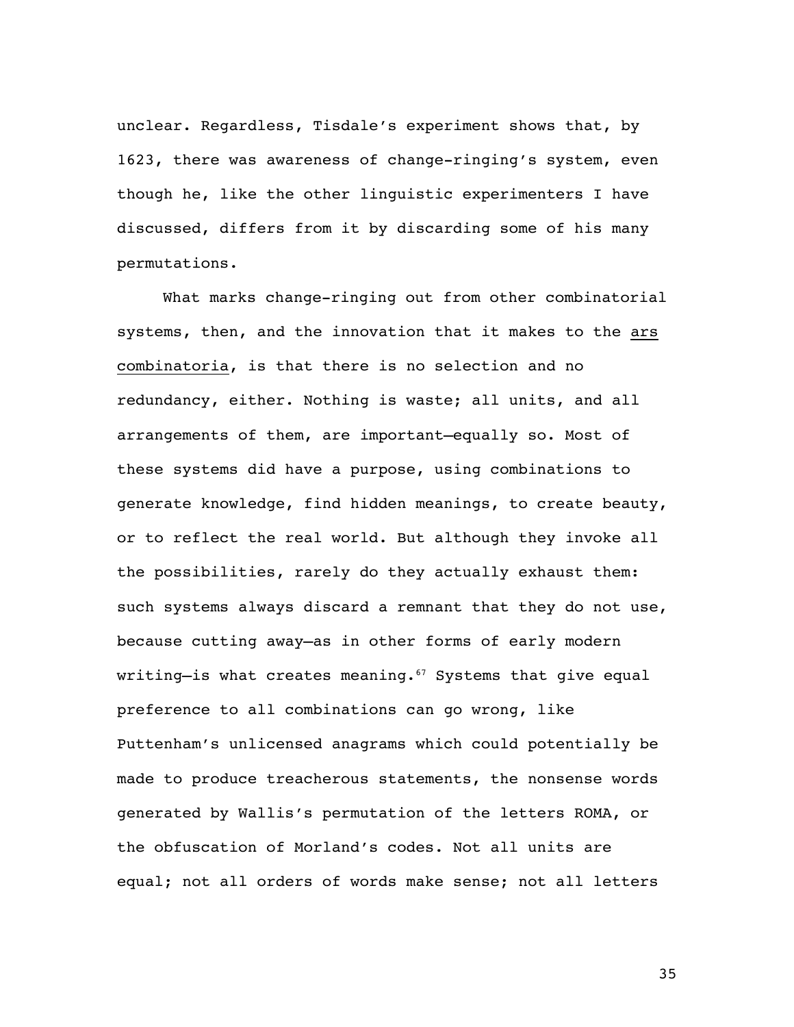unclear. Regardless, Tisdale's experiment shows that, by 1623, there was awareness of change-ringing's system, even though he, like the other linguistic experimenters I have discussed, differs from it by discarding some of his many permutations.

What marks change-ringing out from other combinatorial systems, then, and the innovation that it makes to the *ars combinatoria*, is that there is no selection and no redundancy, either. Nothing is waste; all units, and all arrangements of them, are important—equally so. Most of these systems did have a purpose, using combinations to generate knowledge, find hidden meanings, to create beauty, or to reflect the real world. But although they invoke all the possibilities, rarely do they actually exhaust them: such systems always discard a remnant that they do not use, because cutting away—as in other forms of early modern writing—is what creates meaning.[67] Systems that give equal preference to all combinations can go wrong, like Puttenham's unlicensed anagrams which could potentially be made to produce treacherous statements, the nonsense words generated by Wallis's permutation of the letters ROMA, or the obfuscation of Morland's codes. Not all units are equal; not all orders of words make sense; not all letters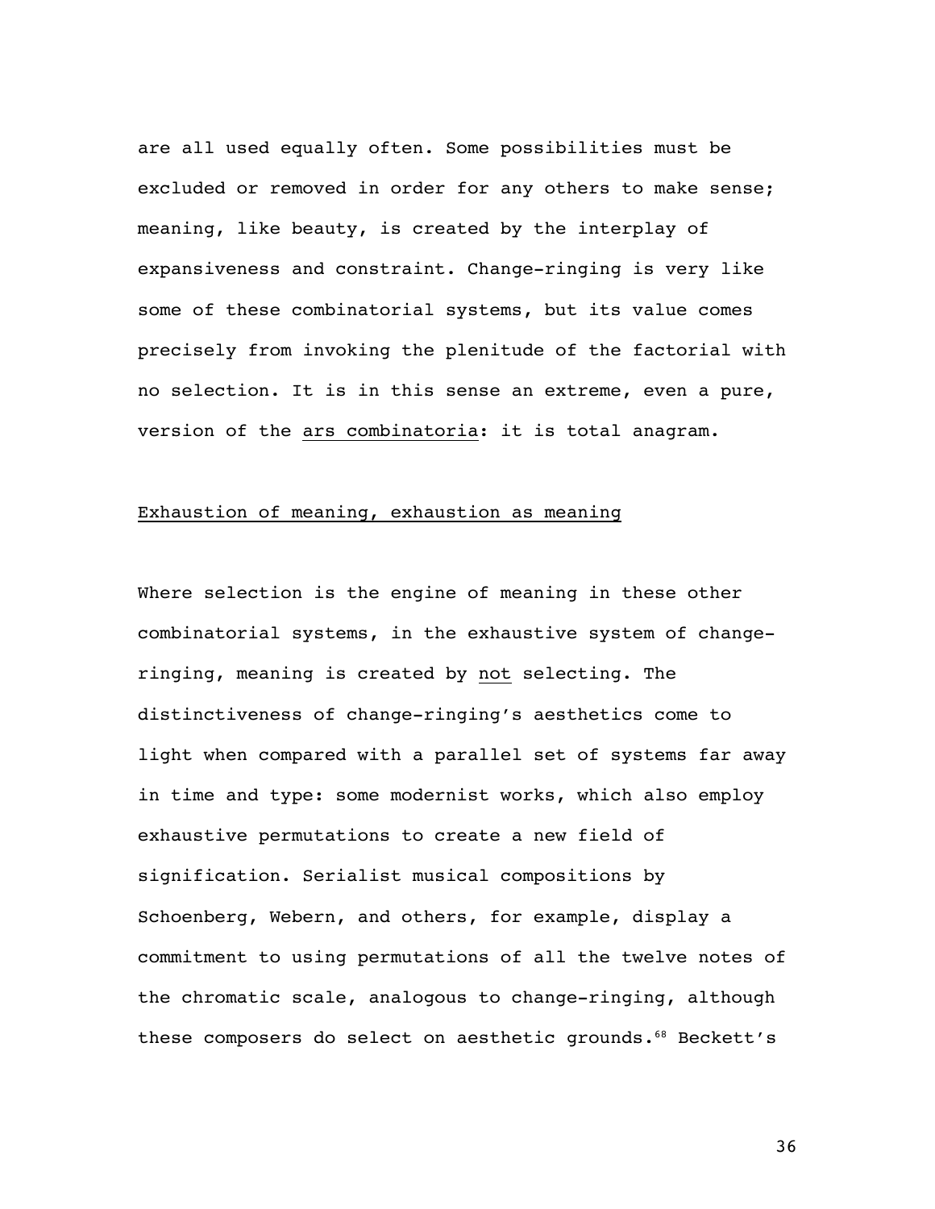are all used equally often. Some possibilities must be excluded or removed in order for any others to make sense; meaning, like beauty, is created by the interplay of expansiveness and constraint. Change-ringing is very like some of these combinatorial systems, but its value comes precisely from invoking the plenitude of the factorial with no selection. It is in this sense an extreme, even a pure, version of the <u>ars combinatoria</u>: it is total anagram.

<u>Exhaustion of meaning, exhaustion as meaning</u>

Where selection is the engine of meaning in these other combinatorial systems, in the exhaustive system of change-ringing, meaning is created by <u>not</u> selecting. The distinctiveness of change-ringing's aesthetics come to light when compared with a parallel set of systems far away in time and type: some modernist works, which also employ exhaustive permutations to create a new field of signification. Serialist musical compositions by Schoenberg, Webern, and others, for example, display a commitment to using permutations of all the twelve notes of the chromatic scale, analogous to change-ringing, although these composers do select on aesthetic grounds.[68] Beckett's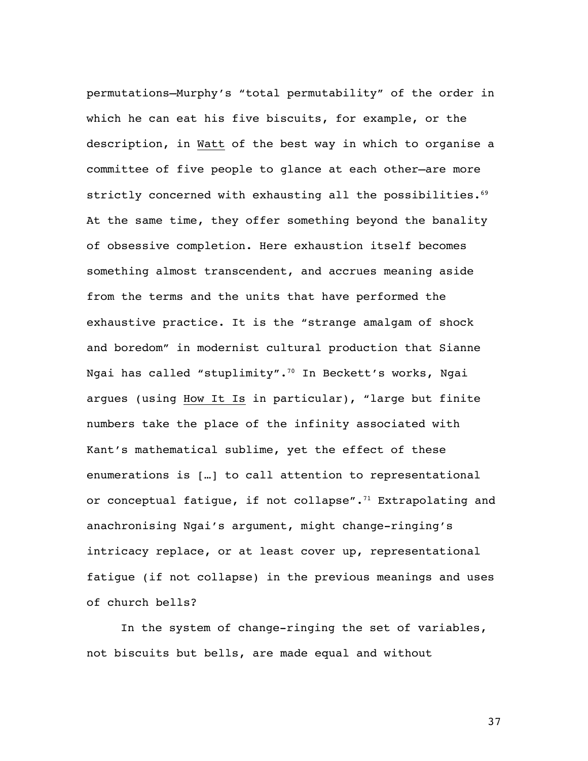permutations—Murphy's "total permutability" of the order in which he can eat his five biscuits, for example, or the description, in _Watt_ of the best way in which to organise a committee of five people to glance at each other—are more strictly concerned with exhausting all the possibilities.[69] At the same time, they offer something beyond the banality of obsessive completion. Here exhaustion itself becomes something almost transcendent, and accrues meaning aside from the terms and the units that have performed the exhaustive practice. It is the "strange amalgam of shock and boredom" in modernist cultural production that Sianne Ngai has called "stuplimity".[70] In Beckett's works, Ngai argues (using _How It Is_ in particular), "large but finite numbers take the place of the infinity associated with Kant's mathematical sublime, yet the effect of these enumerations is […] to call attention to representational or conceptual fatigue, if not collapse".[71] Extrapolating and anachronising Ngai's argument, might change-ringing's intricacy replace, or at least cover up, representational fatigue (if not collapse) in the previous meanings and uses of church bells?

In the system of change-ringing the set of variables, not biscuits but bells, are made equal and without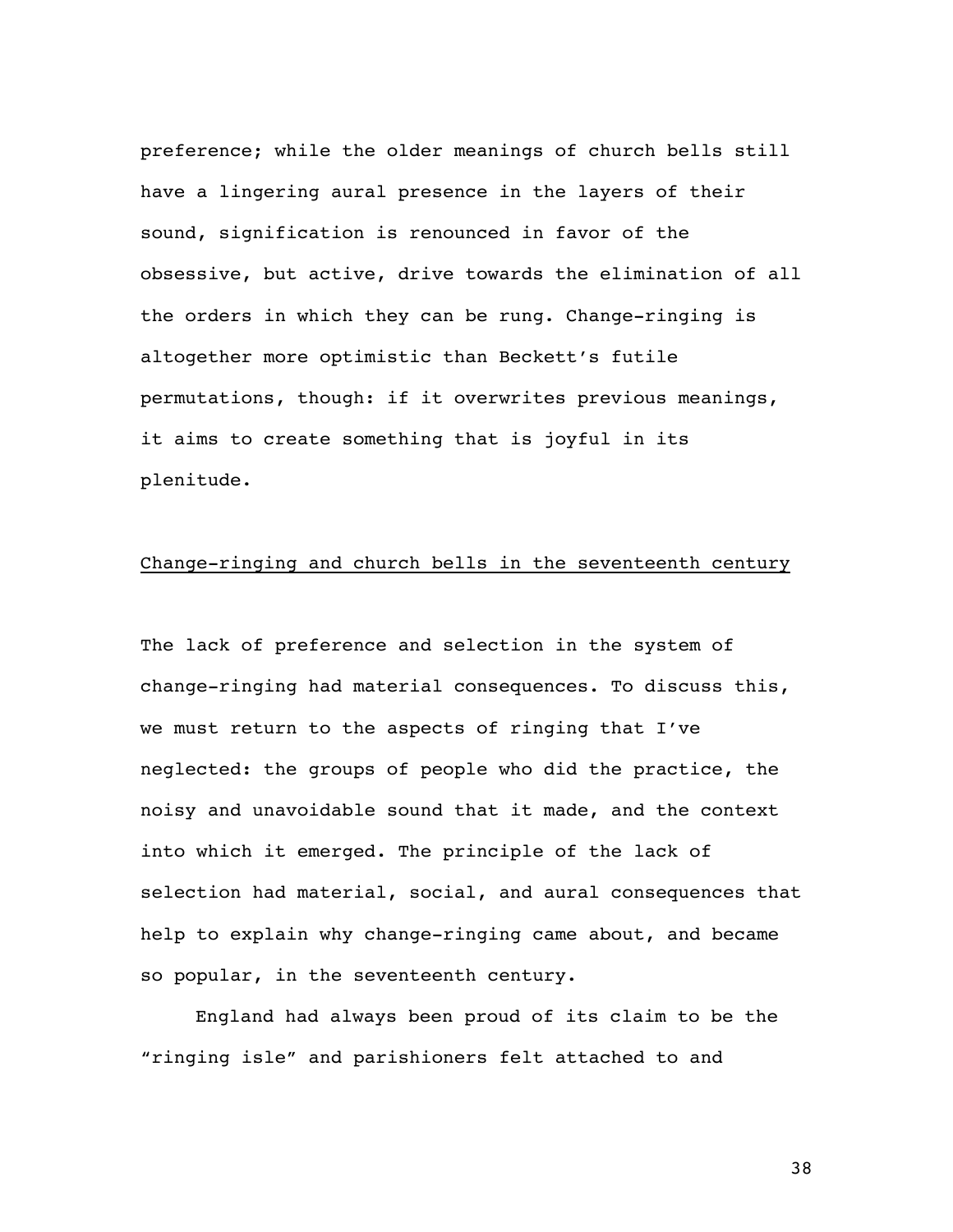preference; while the older meanings of church bells still have a lingering aural presence in the layers of their sound, signification is renounced in favor of the obsessive, but active, drive towards the elimination of all the orders in which they can be rung. Change-ringing is altogether more optimistic than Beckett's futile permutations, though: if it overwrites previous meanings, it aims to create something that is joyful in its plenitude.

## Change-ringing and church bells in the seventeenth century

The lack of preference and selection in the system of change-ringing had material consequences. To discuss this, we must return to the aspects of ringing that I've neglected: the groups of people who did the practice, the noisy and unavoidable sound that it made, and the context into which it emerged. The principle of the lack of selection had material, social, and aural consequences that help to explain why change-ringing came about, and became so popular, in the seventeenth century.

England had always been proud of its claim to be the "ringing isle" and parishioners felt attached to and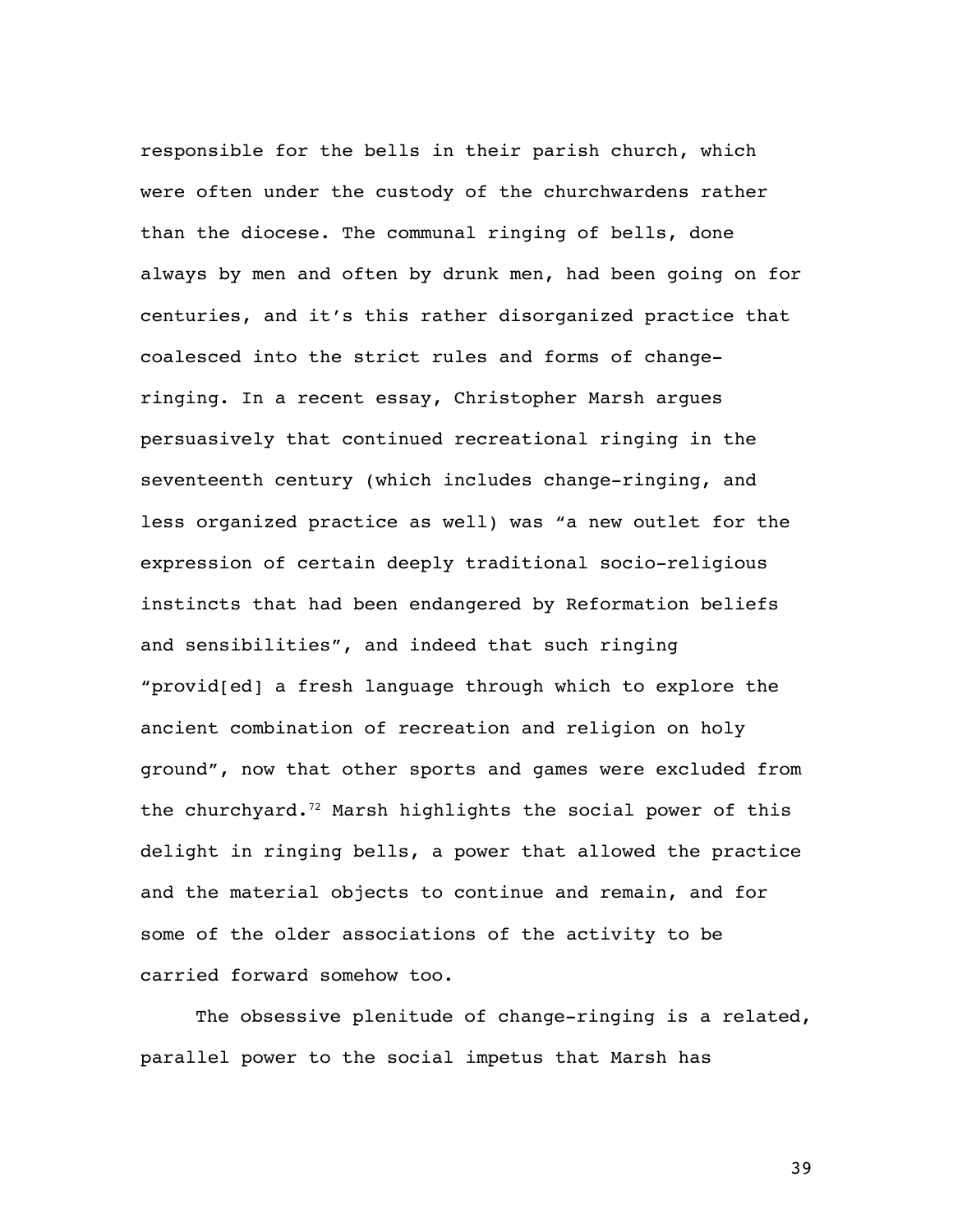responsible for the bells in their parish church, which were often under the custody of the churchwardens rather than the diocese. The communal ringing of bells, done always by men and often by drunk men, had been going on for centuries, and it's this rather disorganized practice that coalesced into the strict rules and forms of change-ringing. In a recent essay, Christopher Marsh argues persuasively that continued recreational ringing in the seventeenth century (which includes change-ringing, and less organized practice as well) was "a new outlet for the expression of certain deeply traditional socio-religious instincts that had been endangered by Reformation beliefs and sensibilities", and indeed that such ringing "provid[ed] a fresh language through which to explore the ancient combination of recreation and religion on holy ground", now that other sports and games were excluded from the churchyard.[72] Marsh highlights the social power of this delight in ringing bells, a power that allowed the practice and the material objects to continue and remain, and for some of the older associations of the activity to be carried forward somehow too.

The obsessive plenitude of change-ringing is a related, parallel power to the social impetus that Marsh has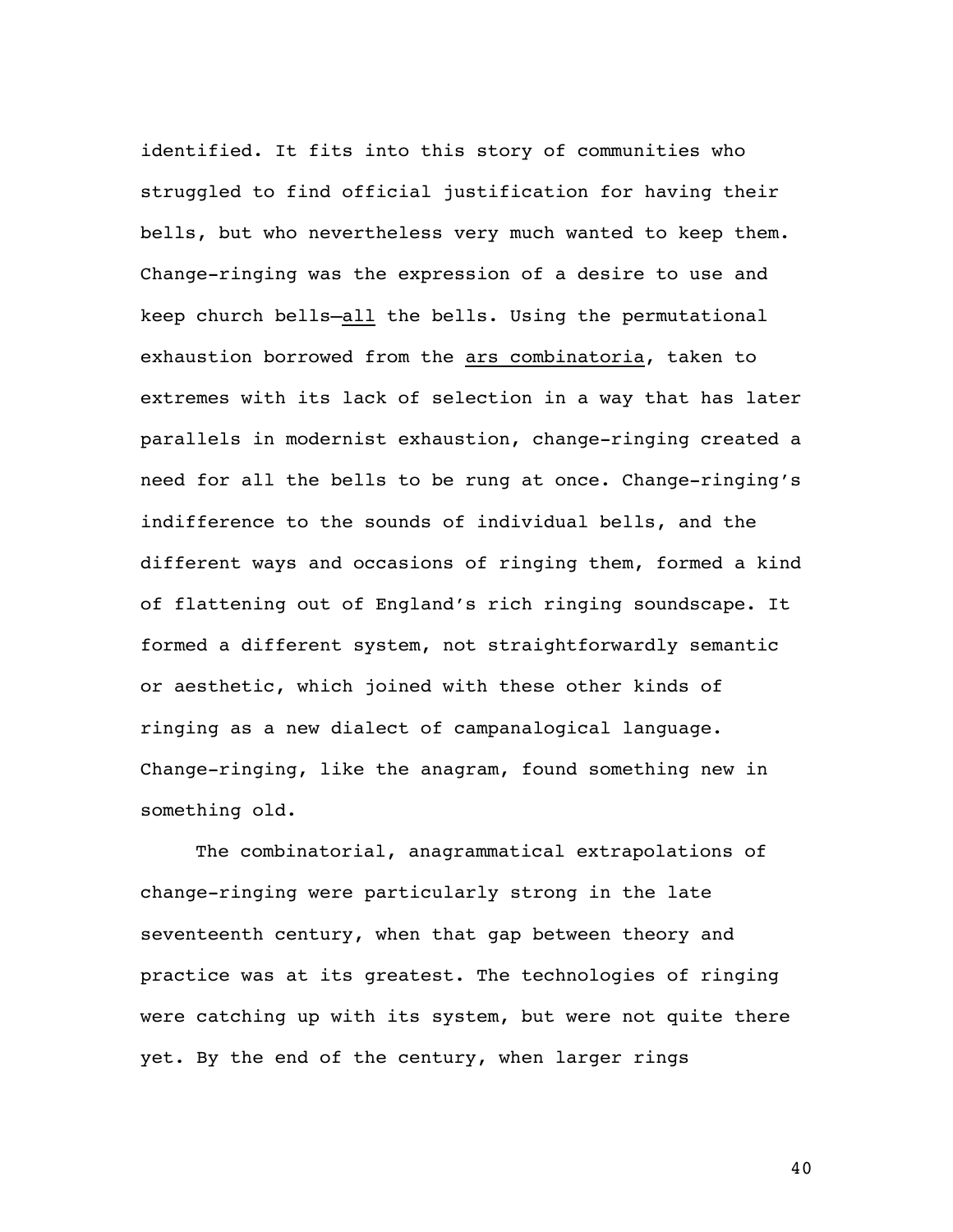identified. It fits into this story of communities who struggled to find official justification for having their bells, but who nevertheless very much wanted to keep them. Change-ringing was the expression of a desire to use and keep church bells—<u>all</u> the bells. Using the permutational exhaustion borrowed from the <u>ars combinatoria</u>, taken to extremes with its lack of selection in a way that has later parallels in modernist exhaustion, change-ringing created a need for all the bells to be rung at once. Change-ringing's indifference to the sounds of individual bells, and the different ways and occasions of ringing them, formed a kind of flattening out of England's rich ringing soundscape. It formed a different system, not straightforwardly semantic or aesthetic, which joined with these other kinds of ringing as a new dialect of campanalogical language. Change-ringing, like the anagram, found something new in something old.

The combinatorial, anagrammatical extrapolations of change-ringing were particularly strong in the late seventeenth century, when that gap between theory and practice was at its greatest. The technologies of ringing were catching up with its system, but were not quite there yet. By the end of the century, when larger rings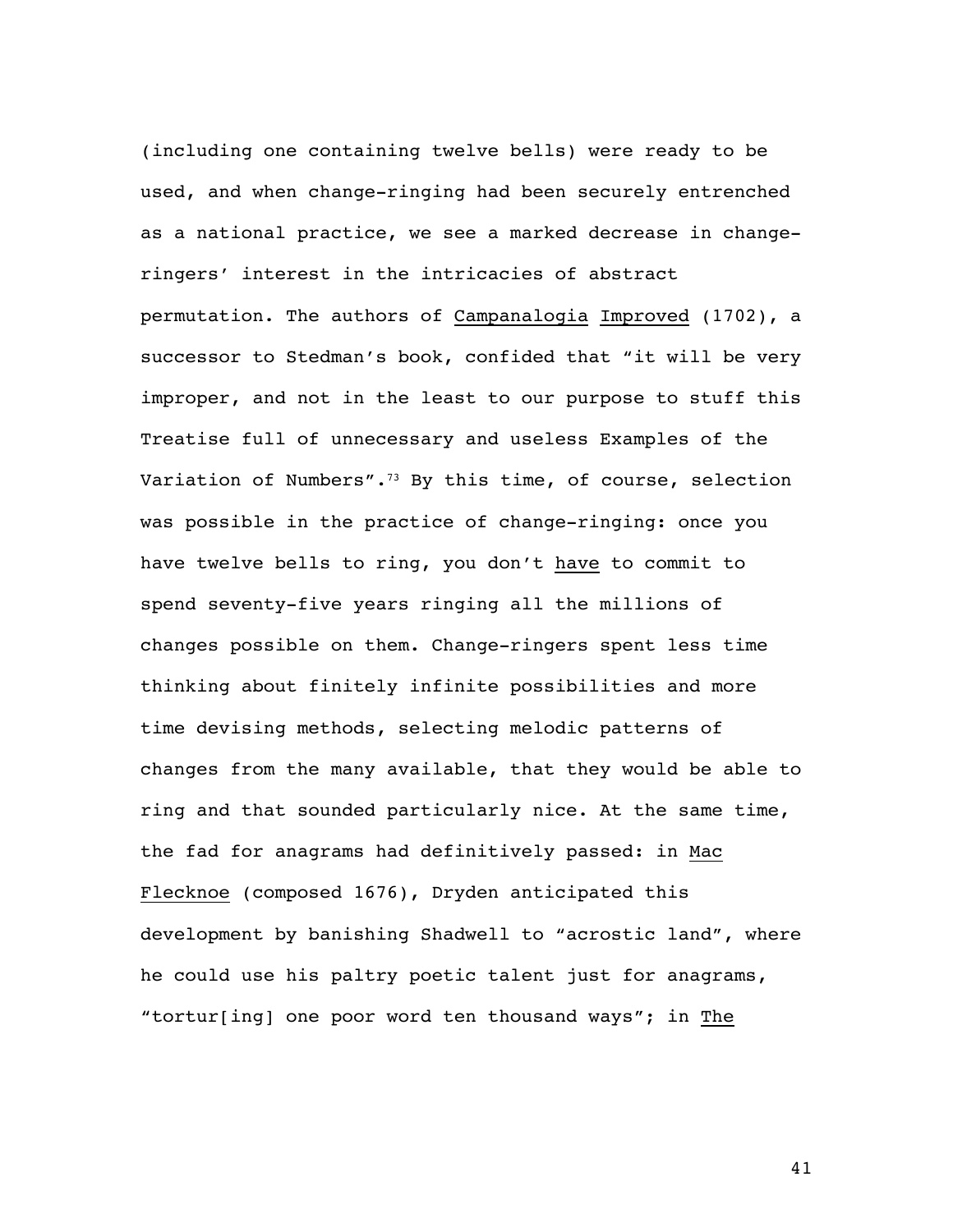(including one containing twelve bells) were ready to be used, and when change-ringing had been securely entrenched as a national practice, we see a marked decrease in change-ringers' interest in the intricacies of abstract permutation. The authors of Campanalogia Improved (1702), a successor to Stedman's book, confided that "it will be very improper, and not in the least to our purpose to stuff this Treatise full of unnecessary and useless Examples of the Variation of Numbers".[73] By this time, of course, selection was possible in the practice of change-ringing: once you have twelve bells to ring, you don't *have* to commit to spend seventy-five years ringing all the millions of changes possible on them. Change-ringers spent less time thinking about finitely infinite possibilities and more time devising methods, selecting melodic patterns of changes from the many available, that they would be able to ring and that sounded particularly nice. At the same time, the fad for anagrams had definitively passed: in Mac Flecknoe (composed 1676), Dryden anticipated this development by banishing Shadwell to "acrostic land", where he could use his paltry poetic talent just for anagrams, "tortur[ing] one poor word ten thousand ways"; in The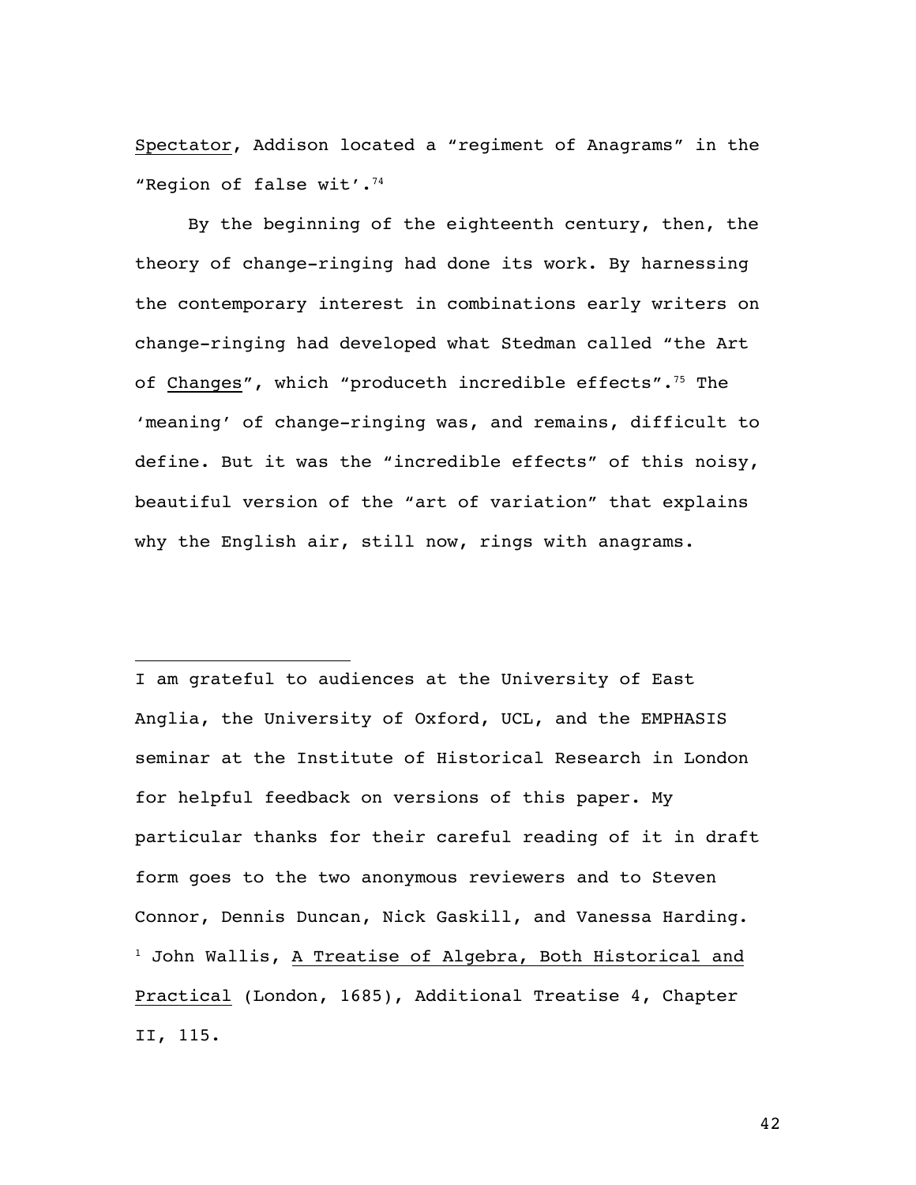*Spectator*, Addison located a "regiment of Anagrams" in the "Region of false wit'.[74]

By the beginning of the eighteenth century, then, the theory of change-ringing had done its work. By harnessing the contemporary interest in combinations early writers on change-ringing had developed what Stedman called "the Art of *Changes*", which "produceth incredible effects".[75] The 'meaning' of change-ringing was, and remains, difficult to define. But it was the "incredible effects" of this noisy, beautiful version of the "art of variation" that explains why the English air, still now, rings with anagrams.

---

I am grateful to audiences at the University of East Anglia, the University of Oxford, UCL, and the EMPHASIS seminar at the Institute of Historical Research in London for helpful feedback on versions of this paper. My particular thanks for their careful reading of it in draft form goes to the two anonymous reviewers and to Steven Connor, Dennis Duncan, Nick Gaskill, and Vanessa Harding.

[1] John Wallis, *A Treatise of Algebra, Both Historical and Practical* (London, 1685), Additional Treatise 4, Chapter II, 115.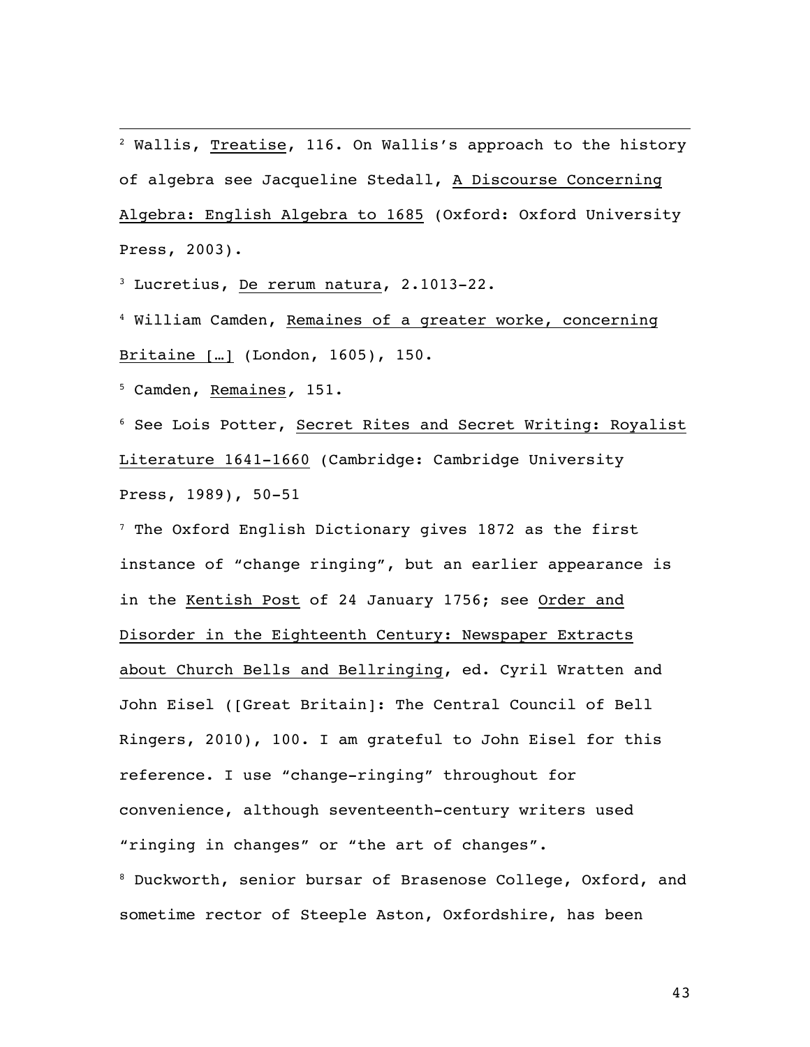[2] Wallis, Treatise, 116. On Wallis's approach to the history of algebra see Jacqueline Stedall, A Discourse Concerning Algebra: English Algebra to 1685 (Oxford: Oxford University Press, 2003).

[3] Lucretius, De rerum natura, 2.1013-22.

[4] William Camden, Remaines of a greater worke, concerning Britaine […] (London, 1605), 150.

[5] Camden, Remaines, 151.

[6] See Lois Potter, Secret Rites and Secret Writing: Royalist Literature 1641-1660 (Cambridge: Cambridge University Press, 1989), 50-51

[7] The Oxford English Dictionary gives 1872 as the first instance of "change ringing", but an earlier appearance is in the Kentish Post of 24 January 1756; see Order and Disorder in the Eighteenth Century: Newspaper Extracts about Church Bells and Bellringing, ed. Cyril Wratten and John Eisel ([Great Britain]: The Central Council of Bell Ringers, 2010), 100. I am grateful to John Eisel for this reference. I use "change-ringing" throughout for convenience, although seventeenth-century writers used "ringing in changes" or "the art of changes".

[8] Duckworth, senior bursar of Brasenose College, Oxford, and sometime rector of Steeple Aston, Oxfordshire, has been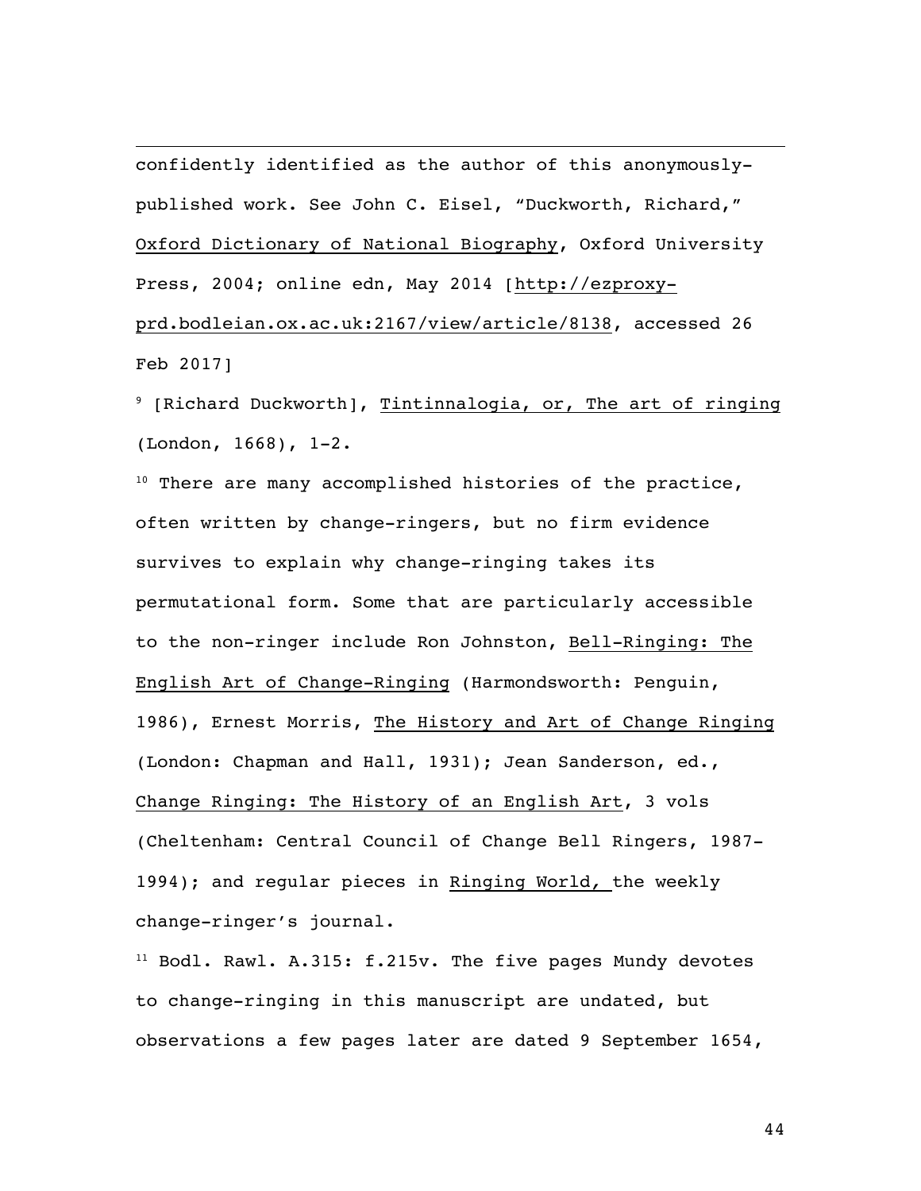confidently identified as the author of this anonymously-published work. See John C. Eisel, "Duckworth, Richard," Oxford Dictionary of National Biography, Oxford University Press, 2004; online edn, May 2014 [http://ezproxy-prd.bodleian.ox.ac.uk:2167/view/article/8138, accessed 26 Feb 2017]

[9] [Richard Duckworth], Tintinnalogia, or, The art of ringing (London, 1668), 1-2.

[10] There are many accomplished histories of the practice, often written by change-ringers, but no firm evidence survives to explain why change-ringing takes its permutational form. Some that are particularly accessible to the non-ringer include Ron Johnston, Bell-Ringing: The English Art of Change-Ringing (Harmondsworth: Penguin, 1986), Ernest Morris, The History and Art of Change Ringing (London: Chapman and Hall, 1931); Jean Sanderson, ed., Change Ringing: The History of an English Art, 3 vols (Cheltenham: Central Council of Change Bell Ringers, 1987-1994); and regular pieces in Ringing World, the weekly change-ringer's journal.

[11] Bodl. Rawl. A.315: f.215v. The five pages Mundy devotes to change-ringing in this manuscript are undated, but observations a few pages later are dated 9 September 1654,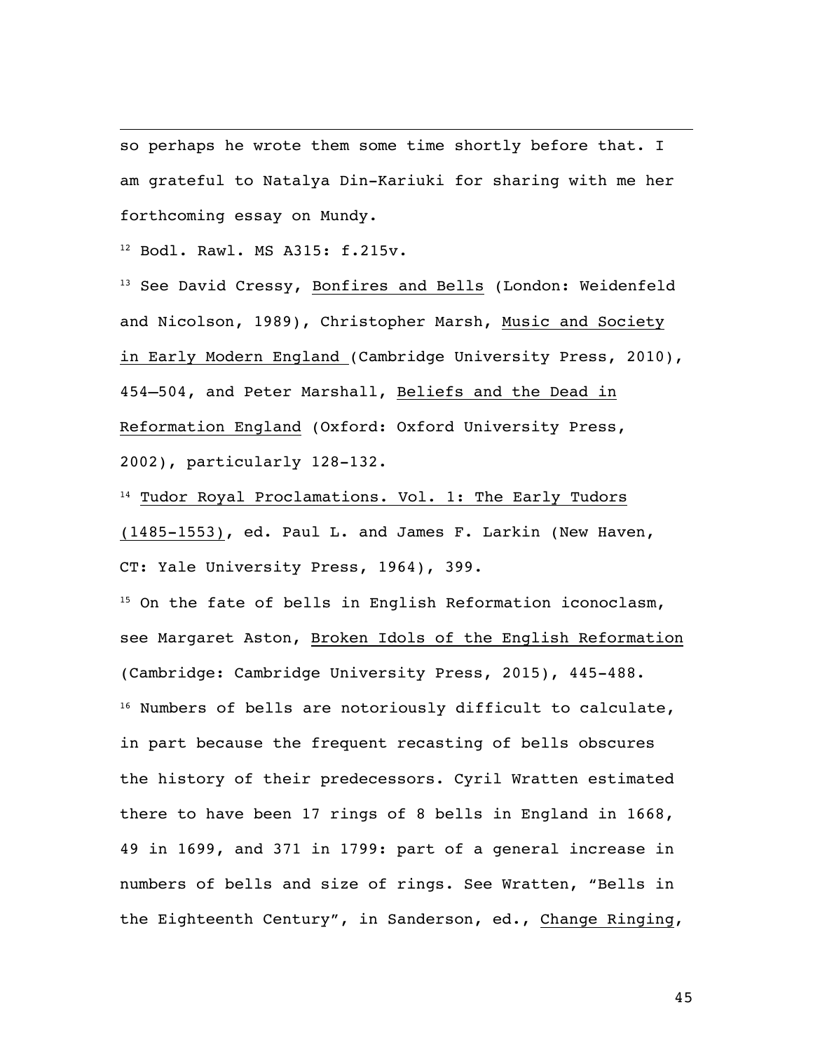so perhaps he wrote them some time shortly before that. I am grateful to Natalya Din-Kariuki for sharing with me her forthcoming essay on Mundy.

[12] Bodl. Rawl. MS A315: f.215v.

[13] See David Cressy, Bonfires and Bells (London: Weidenfeld and Nicolson, 1989), Christopher Marsh, Music and Society in Early Modern England (Cambridge University Press, 2010), 454–504, and Peter Marshall, Beliefs and the Dead in Reformation England (Oxford: Oxford University Press, 2002), particularly 128-132.

[14] Tudor Royal Proclamations. Vol. 1: The Early Tudors (1485-1553), ed. Paul L. and James F. Larkin (New Haven, CT: Yale University Press, 1964), 399.

[15] On the fate of bells in English Reformation iconoclasm, see Margaret Aston, Broken Idols of the English Reformation (Cambridge: Cambridge University Press, 2015), 445-488.

[16] Numbers of bells are notoriously difficult to calculate, in part because the frequent recasting of bells obscures the history of their predecessors. Cyril Wratten estimated there to have been 17 rings of 8 bells in England in 1668, 49 in 1699, and 371 in 1799: part of a general increase in numbers of bells and size of rings. See Wratten, "Bells in the Eighteenth Century", in Sanderson, ed., Change Ringing,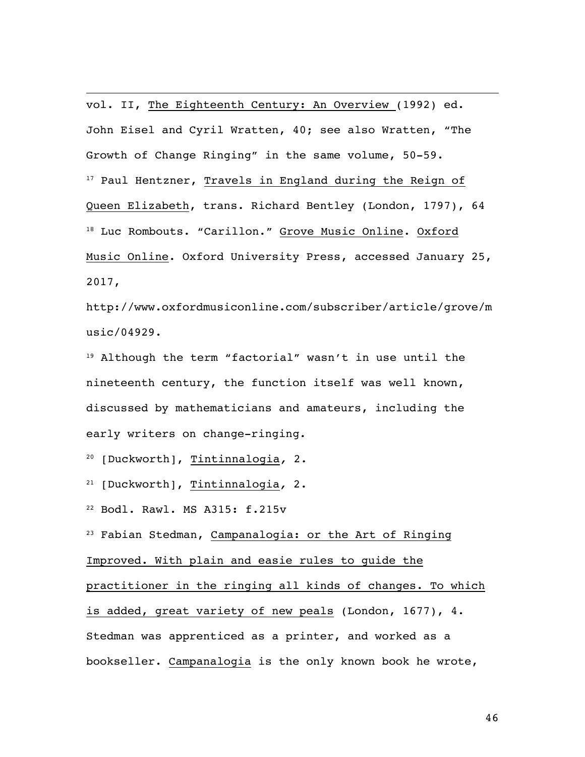vol. II, <u>The Eighteenth Century: An Overview</u> (1992) ed. John Eisel and Cyril Wratten, 40; see also Wratten, "The Growth of Change Ringing" in the same volume, 50-59.

[17] Paul Hentzner, <u>Travels in England during the Reign of Queen Elizabeth</u>, trans. Richard Bentley (London, 1797), 64

[18] Luc Rombouts. "Carillon." <u>Grove Music Online</u>. <u>Oxford Music Online</u>. Oxford University Press, accessed January 25, 2017, http://www.oxfordmusiconline.com/subscriber/article/grove/music/04929.

[19] Although the term "factorial" wasn't in use until the nineteenth century, the function itself was well known, discussed by mathematicians and amateurs, including the early writers on change-ringing.

[20] [Duckworth], <u>Tintinnalogia</u>, 2.

[21] [Duckworth], <u>Tintinnalogia</u>, 2.

[22] Bodl. Rawl. MS A315: f.215v

[23] Fabian Stedman, <u>Campanalogia: or the Art of Ringing Improved. With plain and easie rules to guide the practitioner in the ringing all kinds of changes. To which is added, great variety of new peals</u> (London, 1677), 4. Stedman was apprenticed as a printer, and worked as a bookseller. <u>Campanalogia</u> is the only known book he wrote,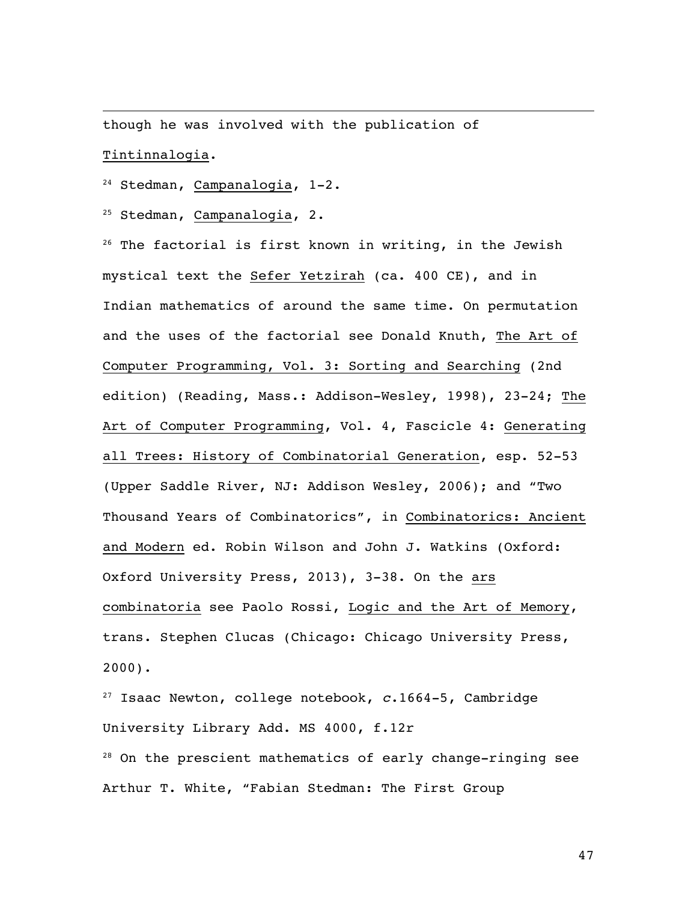though he was involved with the publication of Tintinnalogia.

[24] Stedman, Campanalogia, 1-2.

[25] Stedman, Campanalogia, 2.

[26] The factorial is first known in writing, in the Jewish mystical text the Sefer Yetzirah (ca. 400 CE), and in Indian mathematics of around the same time. On permutation and the uses of the factorial see Donald Knuth, The Art of Computer Programming, Vol. 3: Sorting and Searching (2nd edition) (Reading, Mass.: Addison-Wesley, 1998), 23-24; The Art of Computer Programming, Vol. 4, Fascicle 4: Generating all Trees: History of Combinatorial Generation, esp. 52-53 (Upper Saddle River, NJ: Addison Wesley, 2006); and "Two Thousand Years of Combinatorics", in Combinatorics: Ancient and Modern ed. Robin Wilson and John J. Watkins (Oxford: Oxford University Press, 2013), 3-38. On the ars combinatoria see Paolo Rossi, Logic and the Art of Memory, trans. Stephen Clucas (Chicago: Chicago University Press, 2000).

[27] Isaac Newton, college notebook, *c*.1664-5, Cambridge University Library Add. MS 4000, f.12r

[28] On the prescient mathematics of early change-ringing see Arthur T. White, "Fabian Stedman: The First Group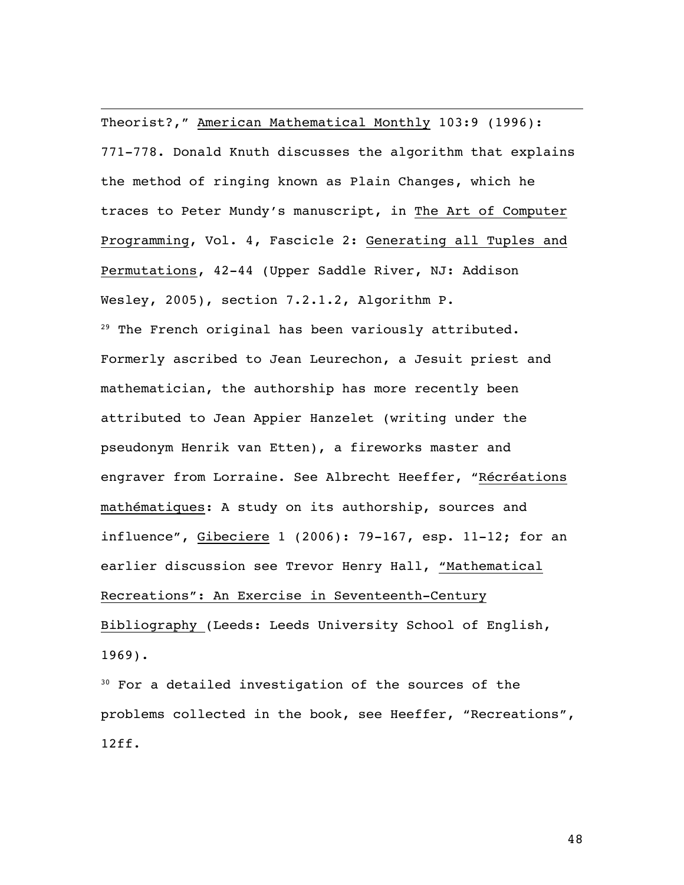Theorist?," <u>American Mathematical Monthly</u> 103:9 (1996): 771-778. Donald Knuth discusses the algorithm that explains the method of ringing known as Plain Changes, which he traces to Peter Mundy's manuscript, in <u>The Art of Computer Programming</u>, Vol. 4, Fascicle 2: <u>Generating all Tuples and Permutations</u>, 42-44 (Upper Saddle River, NJ: Addison Wesley, 2005), section 7.2.1.2, Algorithm P.

[29] The French original has been variously attributed. Formerly ascribed to Jean Leurechon, a Jesuit priest and mathematician, the authorship has more recently been attributed to Jean Appier Hanzelet (writing under the pseudonym Henrik van Etten), a fireworks master and engraver from Lorraine. See Albrecht Heeffer, "<u>Récréations mathématiques</u>: A study on its authorship, sources and influence", <u>Gibeciere</u> 1 (2006): 79-167, esp. 11-12; for an earlier discussion see Trevor Henry Hall, <u>"Mathematical Recreations": An Exercise in Seventeenth-Century Bibliography</u> (Leeds: Leeds University School of English, 1969).

[30] For a detailed investigation of the sources of the problems collected in the book, see Heeffer, "Recreations", 12ff.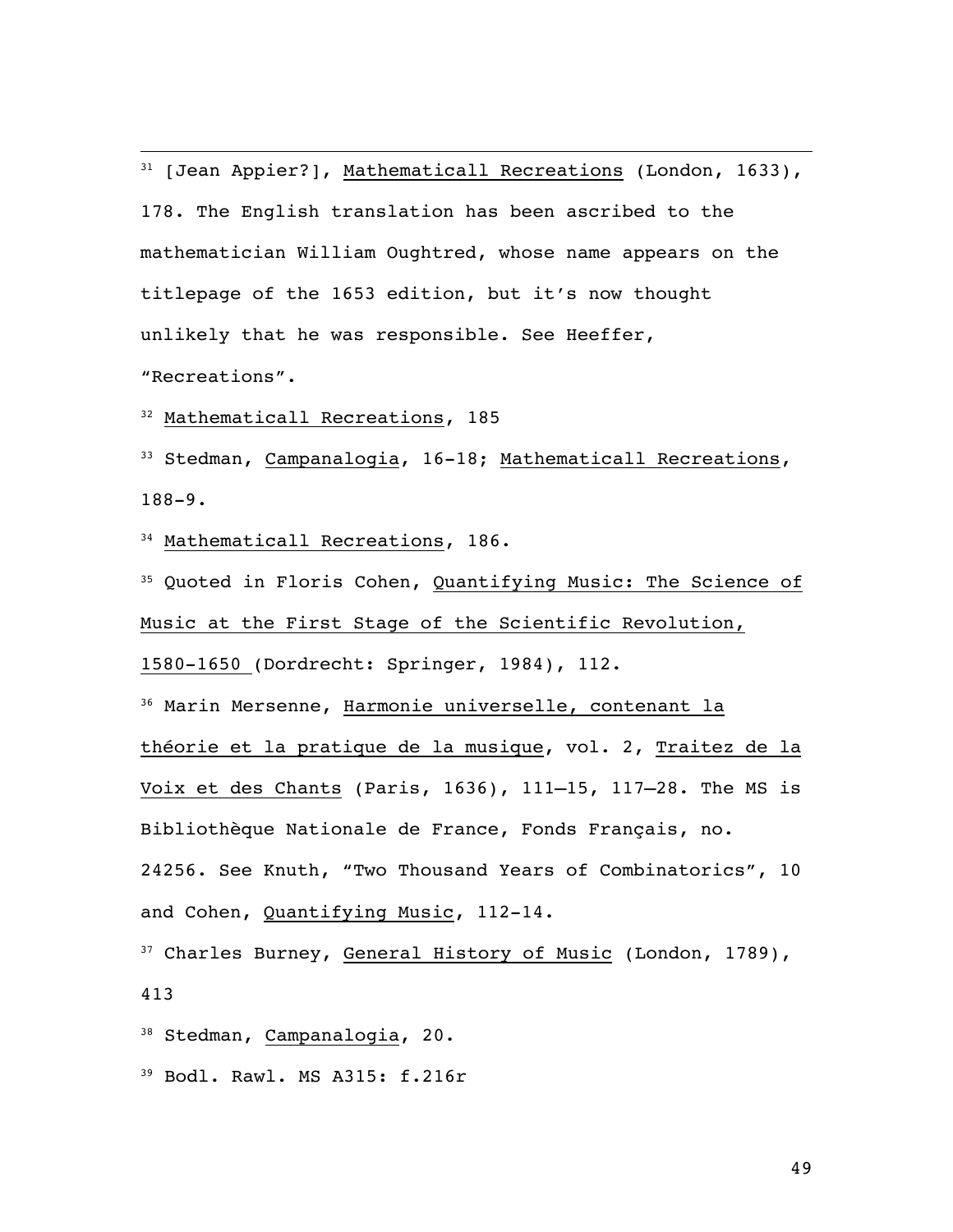[31] [Jean Appier?], Mathematicall Recreations (London, 1633), 178. The English translation has been ascribed to the mathematician William Oughtred, whose name appears on the titlepage of the 1653 edition, but it's now thought unlikely that he was responsible. See Heeffer, "Recreations".

[32] Mathematicall Recreations, 185

[33] Stedman, Campanalogia, 16-18; Mathematicall Recreations, 188-9.

[34] Mathematicall Recreations, 186.

[35] Quoted in Floris Cohen, Quantifying Music: The Science of Music at the First Stage of the Scientific Revolution, 1580-1650 (Dordrecht: Springer, 1984), 112.

[36] Marin Mersenne, Harmonie universelle, contenant la théorie et la pratique de la musique, vol. 2, Traitez de la Voix et des Chants (Paris, 1636), 111–15, 117–28. The MS is Bibliothèque Nationale de France, Fonds Français, no. 24256. See Knuth, "Two Thousand Years of Combinatorics", 10 and Cohen, Quantifying Music, 112-14.

[37] Charles Burney, General History of Music (London, 1789), 413

[38] Stedman, Campanalogia, 20.

[39] Bodl. Rawl. MS A315: f.216r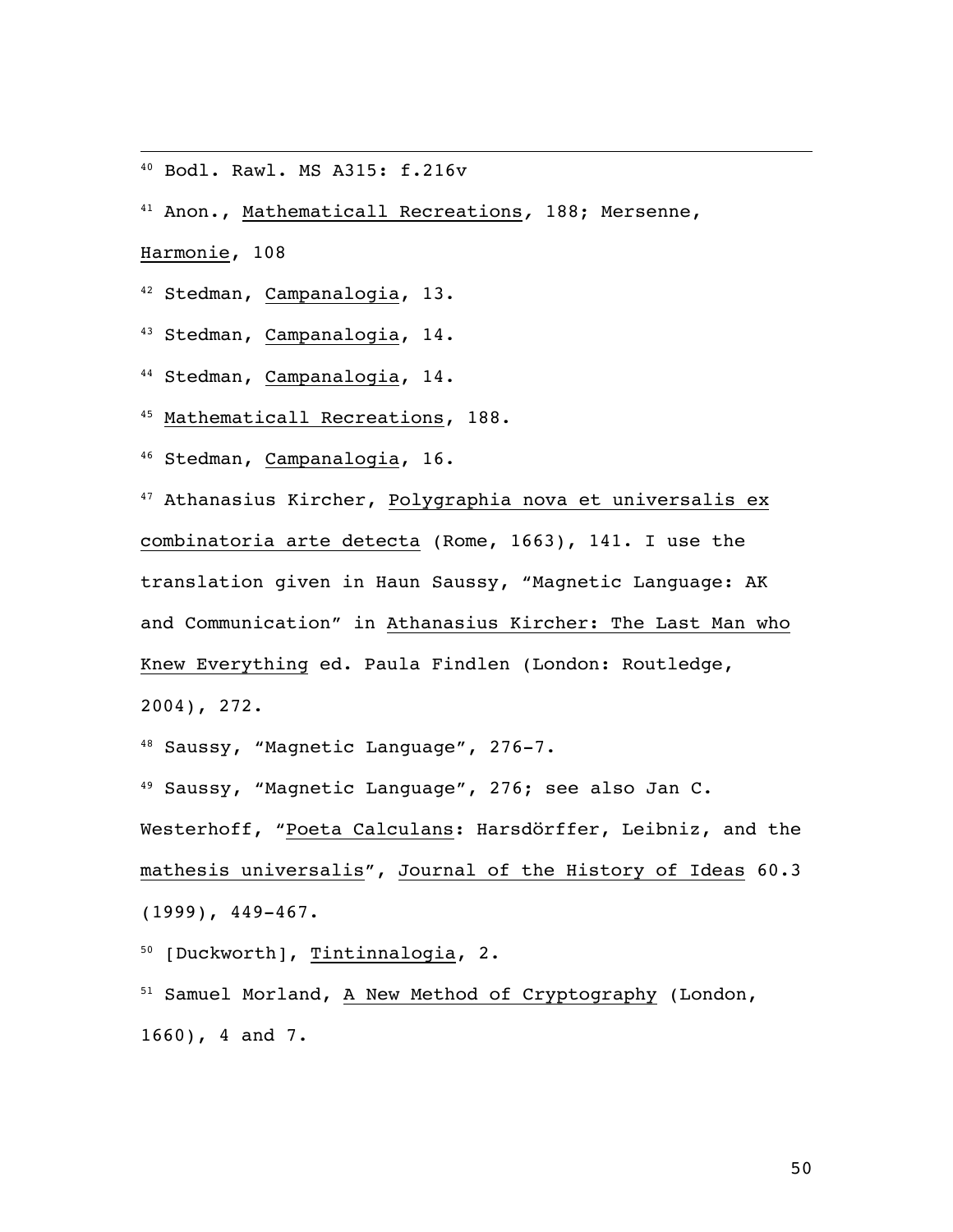[40] Bodl. Rawl. MS A315: f.216v

[41] Anon., Mathematicall Recreations, 188; Mersenne, Harmonie, 108

[42] Stedman, Campanalogia, 13.

[43] Stedman, Campanalogia, 14.

[44] Stedman, Campanalogia, 14.

[45] Mathematicall Recreations, 188.

[46] Stedman, Campanalogia, 16.

[47] Athanasius Kircher, Polygraphia nova et universalis ex combinatoria arte detecta (Rome, 1663), 141. I use the translation given in Haun Saussy, "Magnetic Language: AK and Communication" in Athanasius Kircher: The Last Man who Knew Everything ed. Paula Findlen (London: Routledge, 2004), 272.

[48] Saussy, "Magnetic Language", 276-7.

[49] Saussy, "Magnetic Language", 276; see also Jan C. Westerhoff, "Poeta Calculans: Harsdörffer, Leibniz, and the mathesis universalis", Journal of the History of Ideas 60.3 (1999), 449-467.

[50] [Duckworth], Tintinnalogia, 2.

[51] Samuel Morland, A New Method of Cryptography (London, 1660), 4 and 7.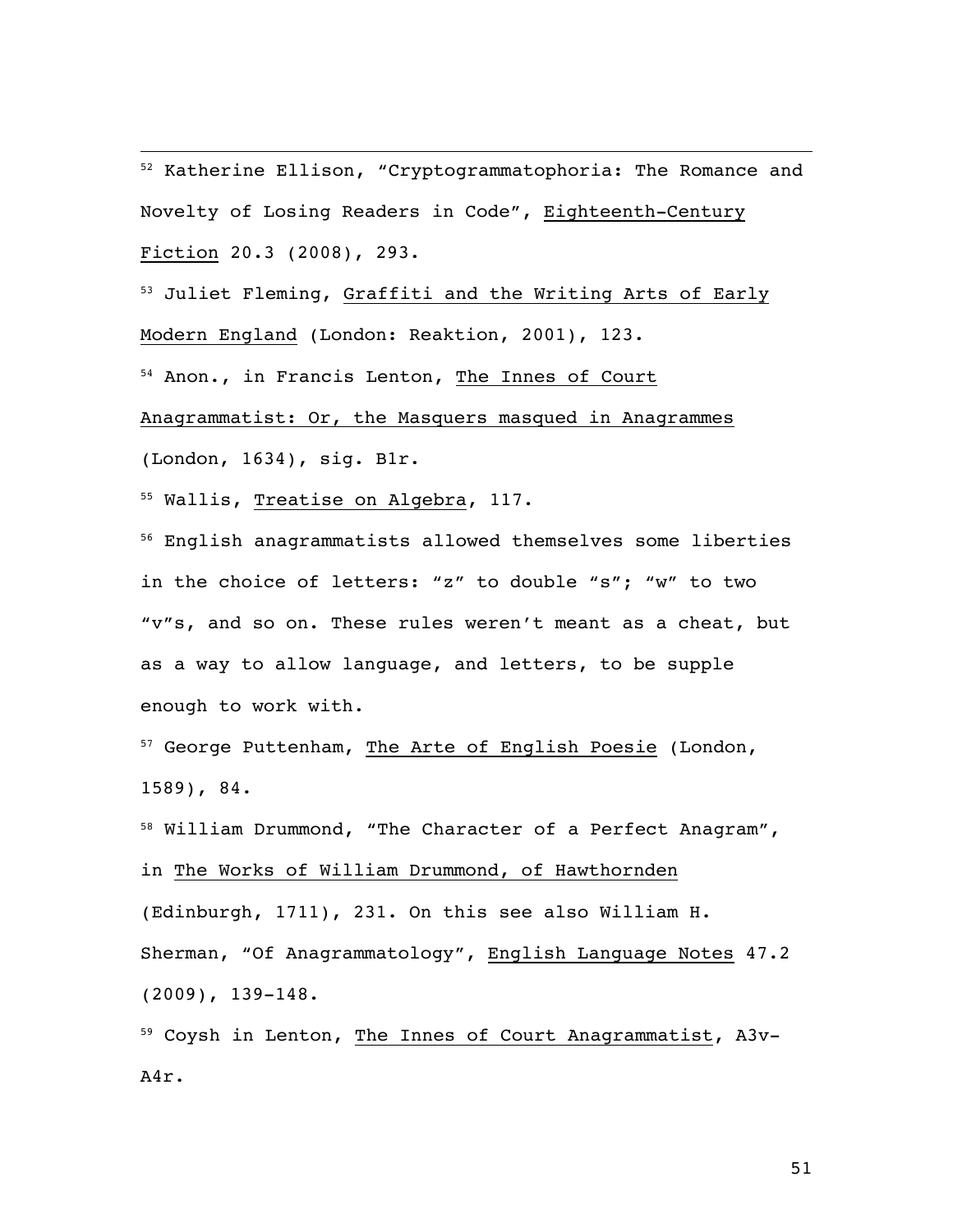[52] Katherine Ellison, "Cryptogrammatophoria: The Romance and Novelty of Losing Readers in Code", Eighteenth-Century Fiction 20.3 (2008), 293.

[53] Juliet Fleming, Graffiti and the Writing Arts of Early Modern England (London: Reaktion, 2001), 123.

[54] Anon., in Francis Lenton, The Innes of Court Anagrammatist: Or, the Masquers masqued in Anagrammes (London, 1634), sig. B1r.

[55] Wallis, Treatise on Algebra, 117.

[56] English anagrammatists allowed themselves some liberties in the choice of letters: "z" to double "s"; "w" to two "v"s, and so on. These rules weren't meant as a cheat, but as a way to allow language, and letters, to be supple enough to work with.

[57] George Puttenham, The Arte of English Poesie (London, 1589), 84.

[58] William Drummond, "The Character of a Perfect Anagram", in The Works of William Drummond, of Hawthornden (Edinburgh, 1711), 231. On this see also William H. Sherman, "Of Anagrammatology", English Language Notes 47.2 (2009), 139-148.

[59] Coysh in Lenton, The Innes of Court Anagrammatist, A3v-A4r.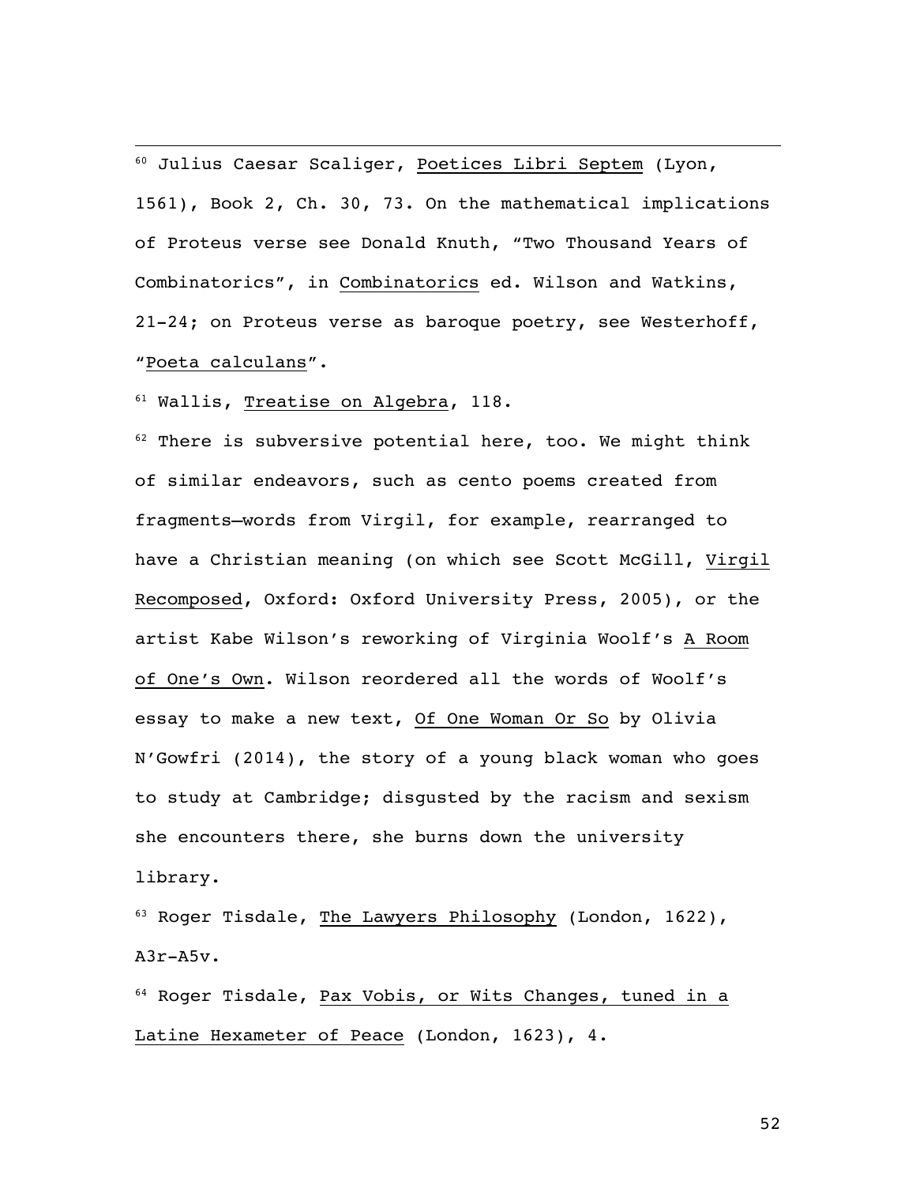[60] Julius Caesar Scaliger, Poetices Libri Septem (Lyon, 1561), Book 2, Ch. 30, 73. On the mathematical implications of Proteus verse see Donald Knuth, "Two Thousand Years of Combinatorics", in Combinatorics ed. Wilson and Watkins, 21-24; on Proteus verse as baroque poetry, see Westerhoff, "Poeta calculans".

[61] Wallis, Treatise on Algebra, 118.

[62] There is subversive potential here, too. We might think of similar endeavors, such as cento poems created from fragments—words from Virgil, for example, rearranged to have a Christian meaning (on which see Scott McGill, Virgil Recomposed, Oxford: Oxford University Press, 2005), or the artist Kabe Wilson's reworking of Virginia Woolf's A Room of One's Own. Wilson reordered all the words of Woolf's essay to make a new text, Of One Woman Or So by Olivia N'Gowfri (2014), the story of a young black woman who goes to study at Cambridge; disgusted by the racism and sexism she encounters there, she burns down the university library.

[63] Roger Tisdale, The Lawyers Philosophy (London, 1622), A3r-A5v.

[64] Roger Tisdale, Pax Vobis, or Wits Changes, tuned in a Latine Hexameter of Peace (London, 1623), 4.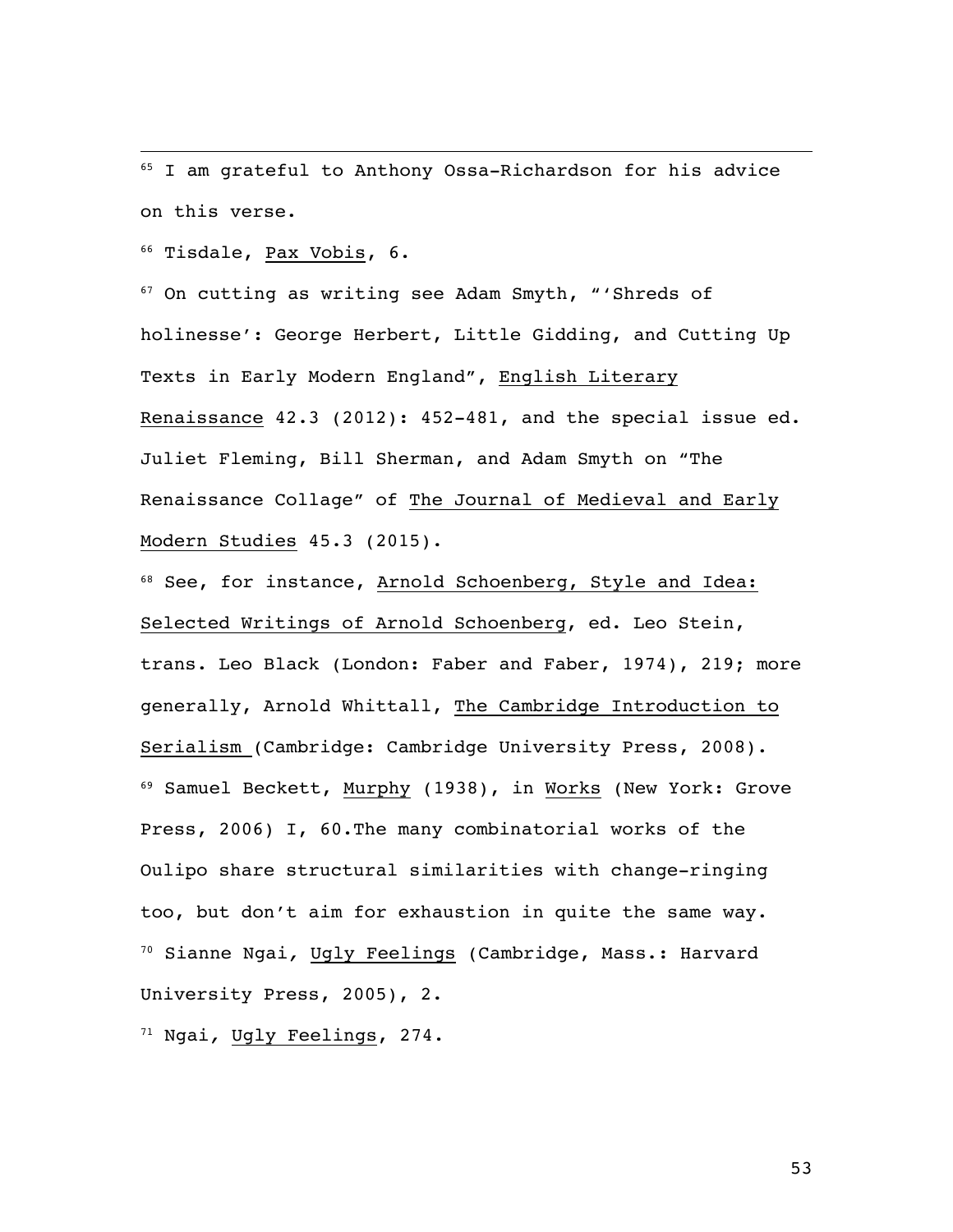[65] I am grateful to Anthony Ossa-Richardson for his advice on this verse.

[66] Tisdale, Pax Vobis, 6.

[67] On cutting as writing see Adam Smyth, "'Shreds of holinesse': George Herbert, Little Gidding, and Cutting Up Texts in Early Modern England", English Literary Renaissance 42.3 (2012): 452-481, and the special issue ed. Juliet Fleming, Bill Sherman, and Adam Smyth on "The Renaissance Collage" of The Journal of Medieval and Early Modern Studies 45.3 (2015).

[68] See, for instance, Arnold Schoenberg, Style and Idea: Selected Writings of Arnold Schoenberg, ed. Leo Stein, trans. Leo Black (London: Faber and Faber, 1974), 219; more generally, Arnold Whittall, The Cambridge Introduction to Serialism (Cambridge: Cambridge University Press, 2008).

[69] Samuel Beckett, Murphy (1938), in Works (New York: Grove Press, 2006) I, 60.The many combinatorial works of the Oulipo share structural similarities with change-ringing too, but don't aim for exhaustion in quite the same way.

[70] Sianne Ngai, Ugly Feelings (Cambridge, Mass.: Harvard University Press, 2005), 2.

[71] Ngai, Ugly Feelings, 274.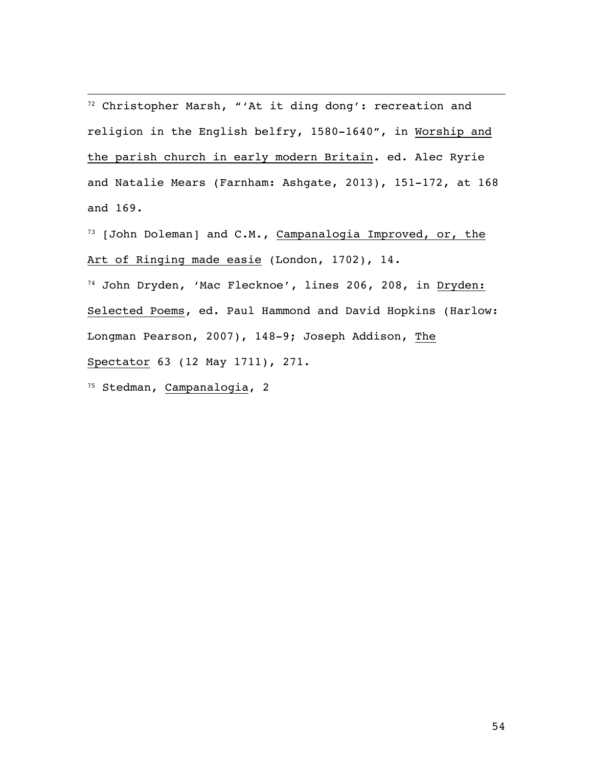[72] Christopher Marsh, "'At it ding dong': recreation and religion in the English belfry, 1580-1640", in Worship and the parish church in early modern Britain. ed. Alec Ryrie and Natalie Mears (Farnham: Ashgate, 2013), 151-172, at 168 and 169.

[73] [John Doleman] and C.M., Campanalogia Improved, or, the Art of Ringing made easie (London, 1702), 14.

[74] John Dryden, 'Mac Flecknoe', lines 206, 208, in Dryden: Selected Poems, ed. Paul Hammond and David Hopkins (Harlow: Longman Pearson, 2007), 148-9; Joseph Addison, The Spectator 63 (12 May 1711), 271.

[75] Stedman, Campanalogia, 2